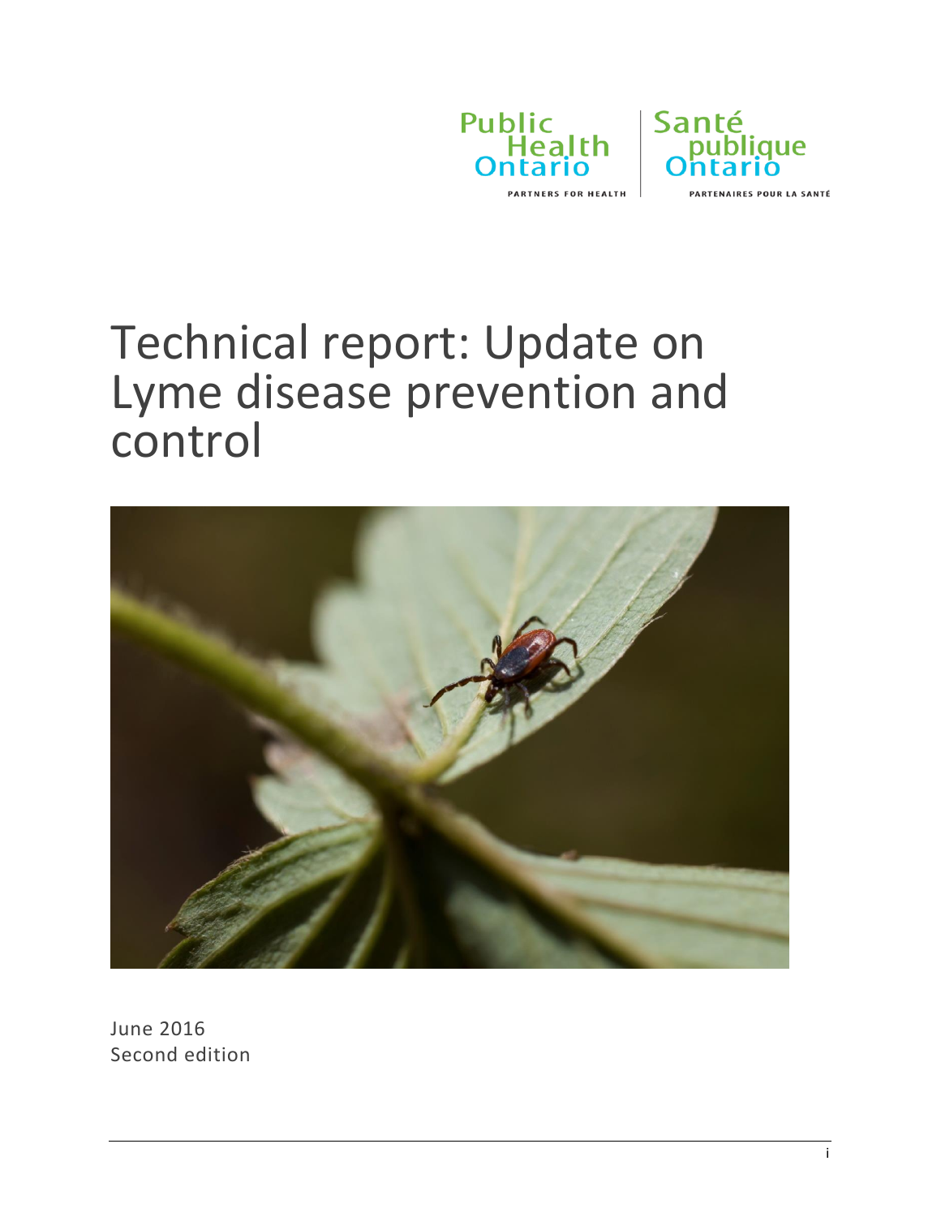Public Health Ontario

PARTNERS FOR HEALTH

Santé publique Ontario

PARTENAIRES POUR LA SANTÉ

# Technical report: Update on Lyme disease prevention and control

June 2016

Second edition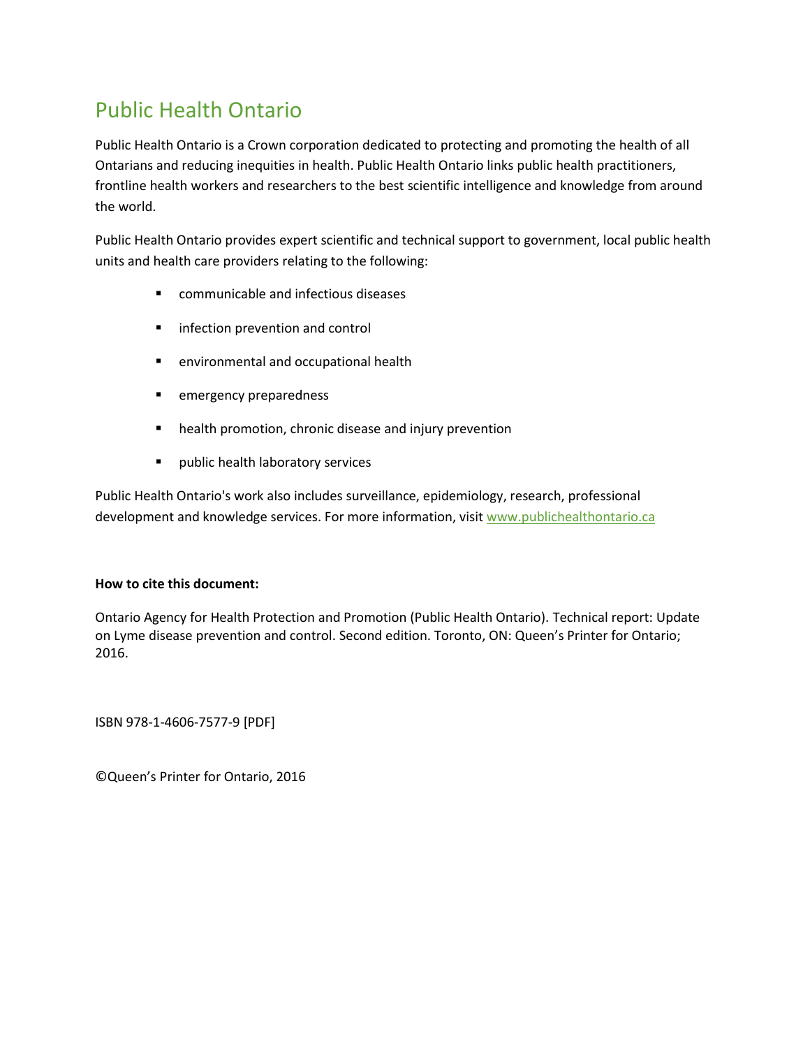# Public Health Ontario

Public Health Ontario is a Crown corporation dedicated to protecting and promoting the health of all Ontarians and reducing inequities in health. Public Health Ontario links public health practitioners, frontline health workers and researchers to the best scientific intelligence and knowledge from around the world.

Public Health Ontario provides expert scientific and technical support to government, local public health units and health care providers relating to the following:

- communicable and infectious diseases
- infection prevention and control
- environmental and occupational health
- emergency preparedness
- health promotion, chronic disease and injury prevention
- public health laboratory services

Public Health Ontario's work also includes surveillance, epidemiology, research, professional development and knowledge services. For more information, visit [www.publichealthontario.ca](http://www.publichealthontario.ca)

**How to cite this document:**

Ontario Agency for Health Protection and Promotion (Public Health Ontario). Technical report: Update on Lyme disease prevention and control. Second edition. Toronto, ON: Queen's Printer for Ontario; 2016.

ISBN 978-1-4606-7577-9 [PDF]

©Queen's Printer for Ontario, 2016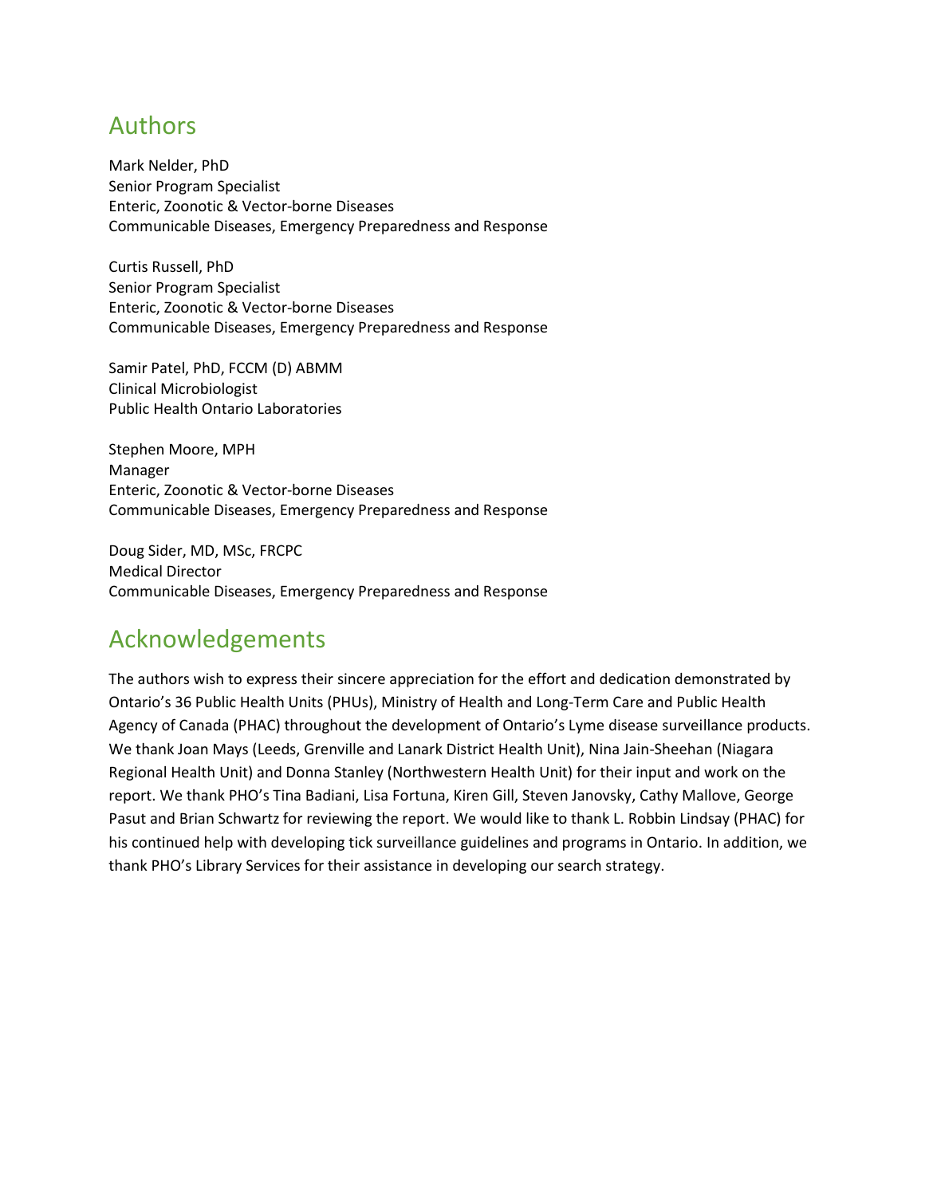## Authors

Mark Nelder, PhD
Senior Program Specialist
Enteric, Zoonotic & Vector-borne Diseases
Communicable Diseases, Emergency Preparedness and Response

Curtis Russell, PhD
Senior Program Specialist
Enteric, Zoonotic & Vector-borne Diseases
Communicable Diseases, Emergency Preparedness and Response

Samir Patel, PhD, FCCM (D) ABMM
Clinical Microbiologist
Public Health Ontario Laboratories

Stephen Moore, MPH
Manager
Enteric, Zoonotic & Vector-borne Diseases
Communicable Diseases, Emergency Preparedness and Response

Doug Sider, MD, MSc, FRCPC
Medical Director
Communicable Diseases, Emergency Preparedness and Response

## Acknowledgements

The authors wish to express their sincere appreciation for the effort and dedication demonstrated by Ontario's 36 Public Health Units (PHUs), Ministry of Health and Long-Term Care and Public Health Agency of Canada (PHAC) throughout the development of Ontario's Lyme disease surveillance products. We thank Joan Mays (Leeds, Grenville and Lanark District Health Unit), Nina Jain-Sheehan (Niagara Regional Health Unit) and Donna Stanley (Northwestern Health Unit) for their input and work on the report. We thank PHO's Tina Badiani, Lisa Fortuna, Kiren Gill, Steven Janovsky, Cathy Mallove, George Pasut and Brian Schwartz for reviewing the report. We would like to thank L. Robbin Lindsay (PHAC) for his continued help with developing tick surveillance guidelines and programs in Ontario. In addition, we thank PHO's Library Services for their assistance in developing our search strategy.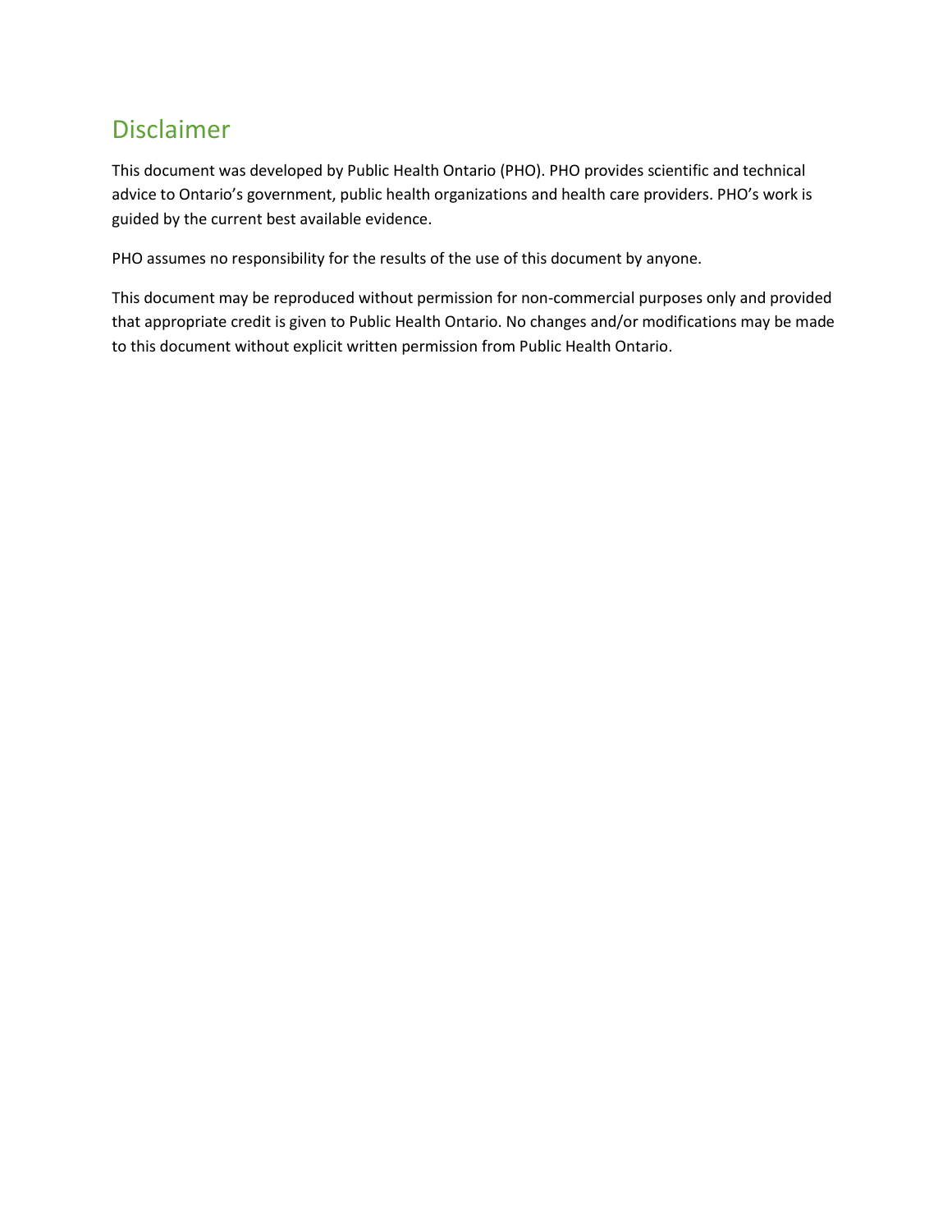## Disclaimer

This document was developed by Public Health Ontario (PHO). PHO provides scientific and technical advice to Ontario’s government, public health organizations and health care providers. PHO’s work is guided by the current best available evidence.

PHO assumes no responsibility for the results of the use of this document by anyone.

This document may be reproduced without permission for non-commercial purposes only and provided that appropriate credit is given to Public Health Ontario. No changes and/or modifications may be made to this document without explicit written permission from Public Health Ontario.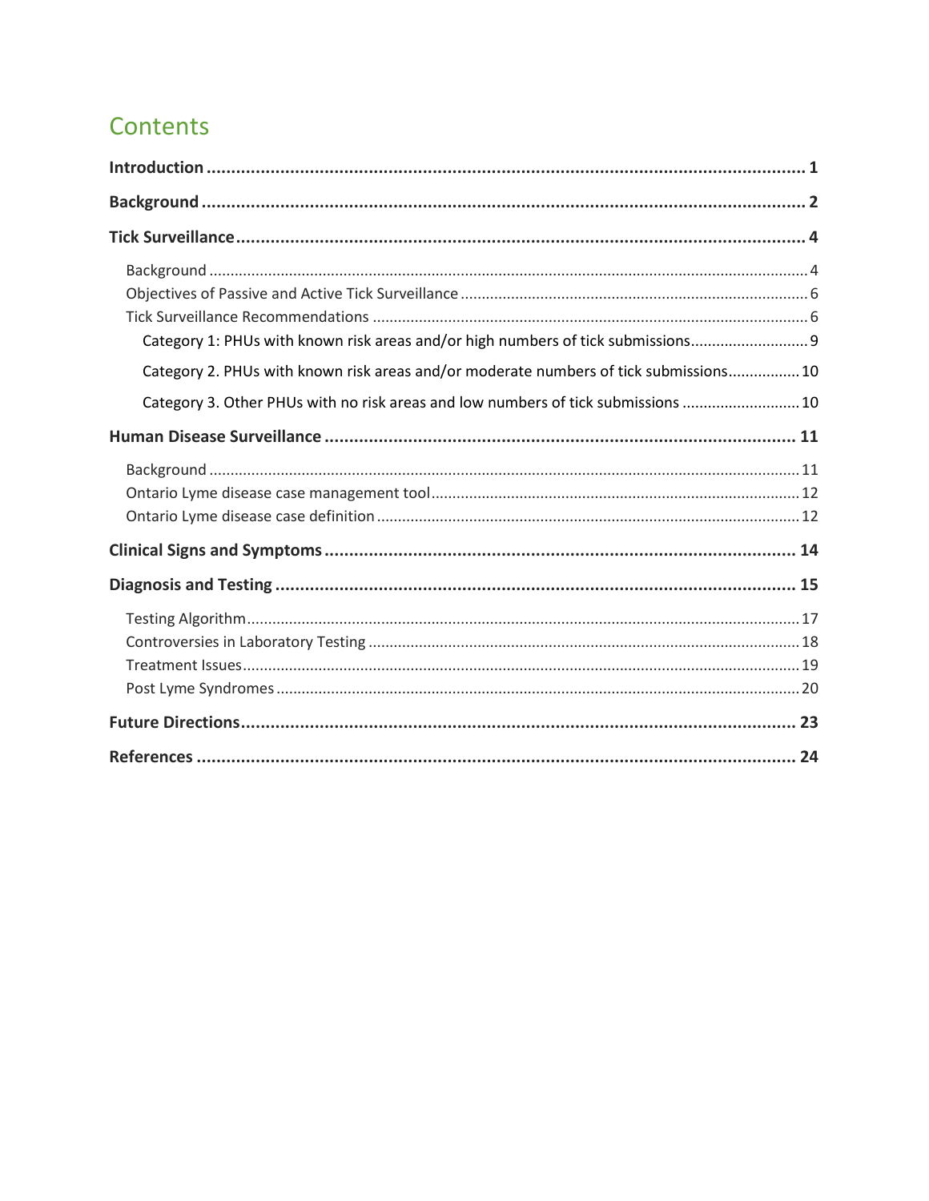# Contents

**Introduction** ........................................................................................................... **1**

**Background** ........................................................................................................... **2**

**Tick Surveillance** ..................................................................................................... **4**

- Background ........................................................................................................... 4
- Objectives of Passive and Active Tick Surveillance .................................................. 6
- Tick Surveillance Recommendations ....................................................................... 6
  - Category 1: PHUs with known risk areas and/or high numbers of tick submissions ............................ 9
  - Category 2. PHUs with known risk areas and/or moderate numbers of tick submissions ................. 10
  - Category 3. Other PHUs with no risk areas and low numbers of tick submissions ............................ 10

**Human Disease Surveillance** .................................................................................. **11**

- Background ........................................................................................................... 11
- Ontario Lyme disease case management tool ......................................................... 12
- Ontario Lyme disease case definition ..................................................................... 12

**Clinical Signs and Symptoms** .................................................................................. **14**

**Diagnosis and Testing** ............................................................................................ **15**

- Testing Algorithm ................................................................................................... 17
- Controversies in Laboratory Testing ....................................................................... 18
- Treatment Issues .................................................................................................... 19
- Post Lyme Syndromes ............................................................................................ 20

**Future Directions** .................................................................................................... **23**

**References** ............................................................................................................. **24**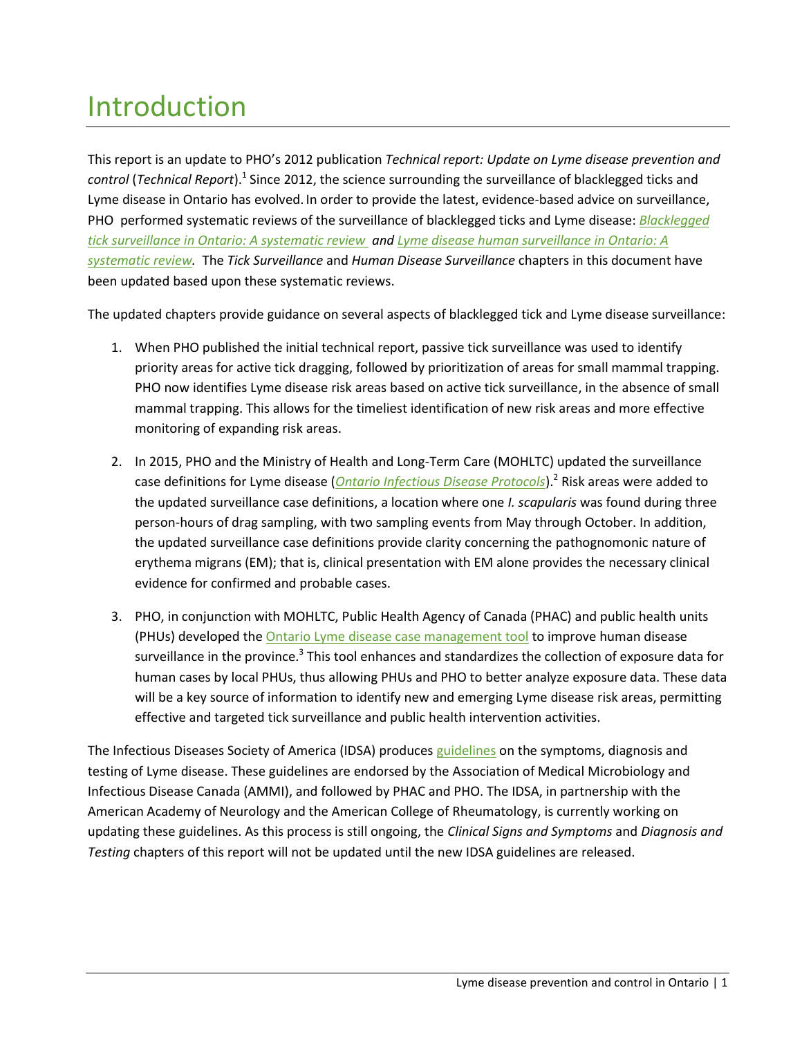# Introduction

This report is an update to PHO's 2012 publication *Technical report: Update on Lyme disease prevention and control* (*Technical Report*).[1] Since 2012, the science surrounding the surveillance of blacklegged ticks and Lyme disease in Ontario has evolved. In order to provide the latest, evidence-based advice on surveillance, PHO performed systematic reviews of the surveillance of blacklegged ticks and Lyme disease: *Blacklegged tick surveillance in Ontario: A systematic review* *and* *Lyme disease human surveillance in Ontario: A systematic review.* The *Tick Surveillance* and *Human Disease Surveillance* chapters in this document have been updated based upon these systematic reviews.

The updated chapters provide guidance on several aspects of blacklegged tick and Lyme disease surveillance:

1. When PHO published the initial technical report, passive tick surveillance was used to identify priority areas for active tick dragging, followed by prioritization of areas for small mammal trapping. PHO now identifies Lyme disease risk areas based on active tick surveillance, in the absence of small mammal trapping. This allows for the timeliest identification of new risk areas and more effective monitoring of expanding risk areas.
2. In 2015, PHO and the Ministry of Health and Long-Term Care (MOHLTC) updated the surveillance case definitions for Lyme disease (*Ontario Infectious Disease Protocols*).[2] Risk areas were added to the updated surveillance case definitions, a location where one *I. scapularis* was found during three person-hours of drag sampling, with two sampling events from May through October. In addition, the updated surveillance case definitions provide clarity concerning the pathognomonic nature of erythema migrans (EM); that is, clinical presentation with EM alone provides the necessary clinical evidence for confirmed and probable cases.
3. PHO, in conjunction with MOHLTC, Public Health Agency of Canada (PHAC) and public health units (PHUs) developed the Ontario Lyme disease case management tool to improve human disease surveillance in the province.[3] This tool enhances and standardizes the collection of exposure data for human cases by local PHUs, thus allowing PHUs and PHO to better analyze exposure data. These data will be a key source of information to identify new and emerging Lyme disease risk areas, permitting effective and targeted tick surveillance and public health intervention activities.

The Infectious Diseases Society of America (IDSA) produces guidelines on the symptoms, diagnosis and testing of Lyme disease. These guidelines are endorsed by the Association of Medical Microbiology and Infectious Disease Canada (AMMI), and followed by PHAC and PHO. The IDSA, in partnership with the American Academy of Neurology and the American College of Rheumatology, is currently working on updating these guidelines. As this process is still ongoing, the *Clinical Signs and Symptoms* and *Diagnosis and Testing* chapters of this report will not be updated until the new IDSA guidelines are released.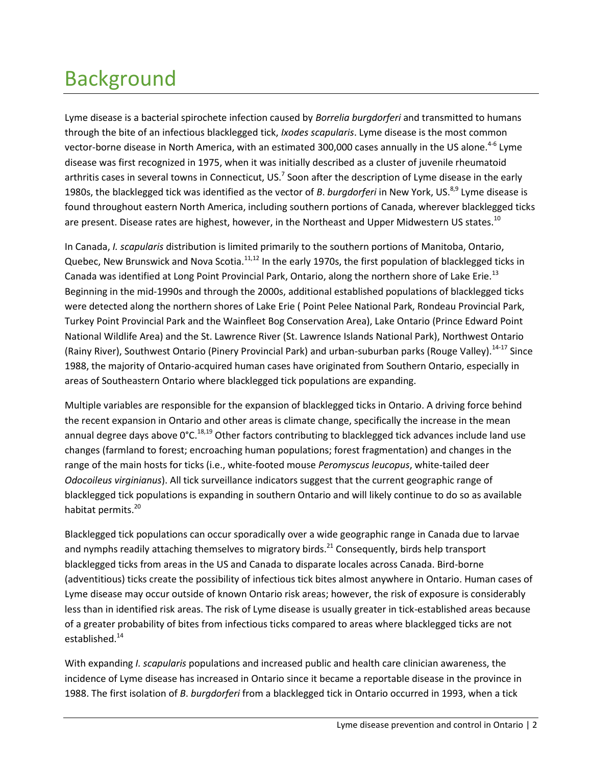# Background

Lyme disease is a bacterial spirochete infection caused by *Borrelia burgdorferi* and transmitted to humans through the bite of an infectious blacklegged tick, *Ixodes scapularis*. Lyme disease is the most common vector-borne disease in North America, with an estimated 300,000 cases annually in the US alone.[4-6] Lyme disease was first recognized in 1975, when it was initially described as a cluster of juvenile rheumatoid arthritis cases in several towns in Connecticut, US.[7] Soon after the description of Lyme disease in the early 1980s, the blacklegged tick was identified as the vector of *B*. *burgdorferi* in New York, US.[8,9] Lyme disease is found throughout eastern North America, including southern portions of Canada, wherever blacklegged ticks are present. Disease rates are highest, however, in the Northeast and Upper Midwestern US states.[10]

In Canada, *I. scapularis* distribution is limited primarily to the southern portions of Manitoba, Ontario, Quebec, New Brunswick and Nova Scotia.[11,12] In the early 1970s, the first population of blacklegged ticks in Canada was identified at Long Point Provincial Park, Ontario, along the northern shore of Lake Erie.[13] Beginning in the mid-1990s and through the 2000s, additional established populations of blacklegged ticks were detected along the northern shores of Lake Erie ( Point Pelee National Park, Rondeau Provincial Park, Turkey Point Provincial Park and the Wainfleet Bog Conservation Area), Lake Ontario (Prince Edward Point National Wildlife Area) and the St. Lawrence River (St. Lawrence Islands National Park), Northwest Ontario (Rainy River), Southwest Ontario (Pinery Provincial Park) and urban-suburban parks (Rouge Valley).[14-17] Since 1988, the majority of Ontario-acquired human cases have originated from Southern Ontario, especially in areas of Southeastern Ontario where blacklegged tick populations are expanding.

Multiple variables are responsible for the expansion of blacklegged ticks in Ontario. A driving force behind the recent expansion in Ontario and other areas is climate change, specifically the increase in the mean annual degree days above 0°C.[18,19] Other factors contributing to blacklegged tick advances include land use changes (farmland to forest; encroaching human populations; forest fragmentation) and changes in the range of the main hosts for ticks (i.e., white-footed mouse *Peromyscus leucopus*, white-tailed deer *Odocoileus virginianus*). All tick surveillance indicators suggest that the current geographic range of blacklegged tick populations is expanding in southern Ontario and will likely continue to do so as available habitat permits.[20]

Blacklegged tick populations can occur sporadically over a wide geographic range in Canada due to larvae and nymphs readily attaching themselves to migratory birds.[21] Consequently, birds help transport blacklegged ticks from areas in the US and Canada to disparate locales across Canada. Bird-borne (adventitious) ticks create the possibility of infectious tick bites almost anywhere in Ontario. Human cases of Lyme disease may occur outside of known Ontario risk areas; however, the risk of exposure is considerably less than in identified risk areas. The risk of Lyme disease is usually greater in tick-established areas because of a greater probability of bites from infectious ticks compared to areas where blacklegged ticks are not established.[14]

With expanding *I. scapularis* populations and increased public and health care clinician awareness, the incidence of Lyme disease has increased in Ontario since it became a reportable disease in the province in 1988. The first isolation of *B*. *burgdorferi* from a blacklegged tick in Ontario occurred in 1993, when a tick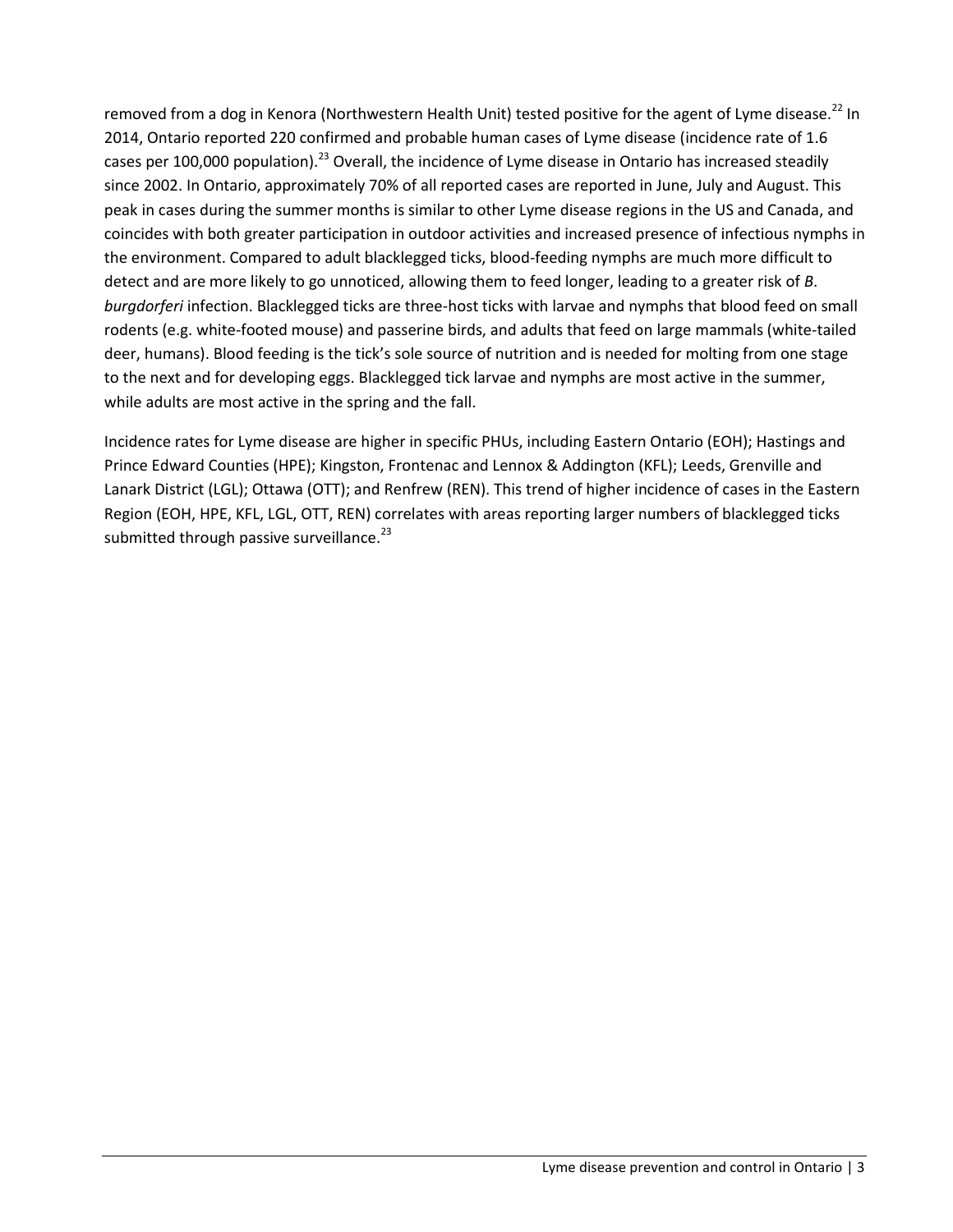removed from a dog in Kenora (Northwestern Health Unit) tested positive for the agent of Lyme disease.[22] In 2014, Ontario reported 220 confirmed and probable human cases of Lyme disease (incidence rate of 1.6 cases per 100,000 population).[23] Overall, the incidence of Lyme disease in Ontario has increased steadily since 2002. In Ontario, approximately 70% of all reported cases are reported in June, July and August. This peak in cases during the summer months is similar to other Lyme disease regions in the US and Canada, and coincides with both greater participation in outdoor activities and increased presence of infectious nymphs in the environment. Compared to adult blacklegged ticks, blood-feeding nymphs are much more difficult to detect and are more likely to go unnoticed, allowing them to feed longer, leading to a greater risk of *B. burgdorferi* infection. Blacklegged ticks are three-host ticks with larvae and nymphs that blood feed on small rodents (e.g. white-footed mouse) and passerine birds, and adults that feed on large mammals (white-tailed deer, humans). Blood feeding is the tick's sole source of nutrition and is needed for molting from one stage to the next and for developing eggs. Blacklegged tick larvae and nymphs are most active in the summer, while adults are most active in the spring and the fall.

Incidence rates for Lyme disease are higher in specific PHUs, including Eastern Ontario (EOH); Hastings and Prince Edward Counties (HPE); Kingston, Frontenac and Lennox & Addington (KFL); Leeds, Grenville and Lanark District (LGL); Ottawa (OTT); and Renfrew (REN). This trend of higher incidence of cases in the Eastern Region (EOH, HPE, KFL, LGL, OTT, REN) correlates with areas reporting larger numbers of blacklegged ticks submitted through passive surveillance.[23]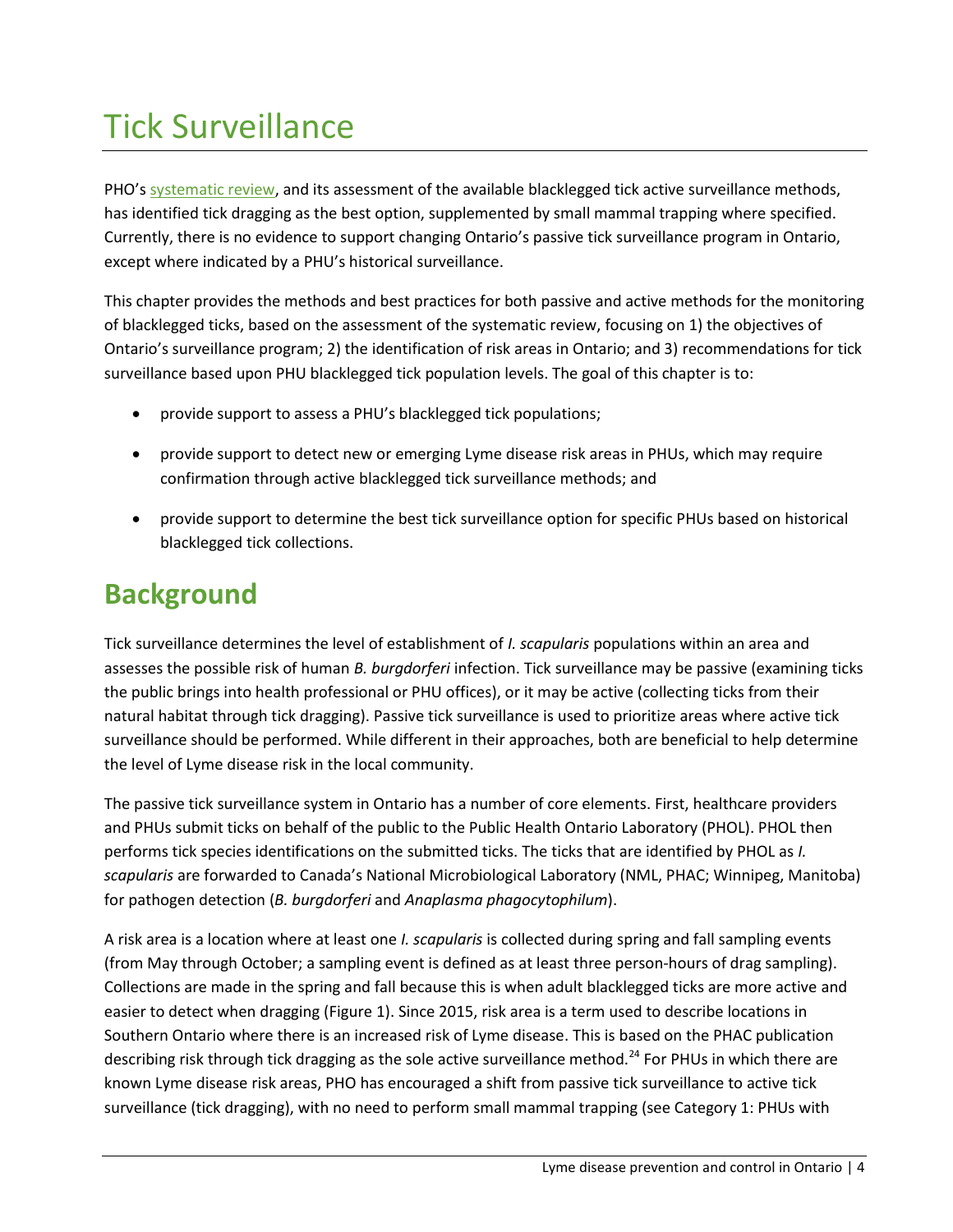# Tick Surveillance

PHO's [systematic review](systematic review), and its assessment of the available blacklegged tick active surveillance methods, has identified tick dragging as the best option, supplemented by small mammal trapping where specified. Currently, there is no evidence to support changing Ontario's passive tick surveillance program in Ontario, except where indicated by a PHU's historical surveillance.

This chapter provides the methods and best practices for both passive and active methods for the monitoring of blacklegged ticks, based on the assessment of the systematic review, focusing on 1) the objectives of Ontario's surveillance program; 2) the identification of risk areas in Ontario; and 3) recommendations for tick surveillance based upon PHU blacklegged tick population levels. The goal of this chapter is to:

- provide support to assess a PHU's blacklegged tick populations;
- provide support to detect new or emerging Lyme disease risk areas in PHUs, which may require confirmation through active blacklegged tick surveillance methods; and
- provide support to determine the best tick surveillance option for specific PHUs based on historical blacklegged tick collections.

## Background

Tick surveillance determines the level of establishment of *I. scapularis* populations within an area and assesses the possible risk of human *B. burgdorferi* infection. Tick surveillance may be passive (examining ticks the public brings into health professional or PHU offices), or it may be active (collecting ticks from their natural habitat through tick dragging). Passive tick surveillance is used to prioritize areas where active tick surveillance should be performed. While different in their approaches, both are beneficial to help determine the level of Lyme disease risk in the local community.

The passive tick surveillance system in Ontario has a number of core elements. First, healthcare providers and PHUs submit ticks on behalf of the public to the Public Health Ontario Laboratory (PHOL). PHOL then performs tick species identifications on the submitted ticks. The ticks that are identified by PHOL as *I. scapularis* are forwarded to Canada's National Microbiological Laboratory (NML, PHAC; Winnipeg, Manitoba) for pathogen detection (*B. burgdorferi* and *Anaplasma phagocytophilum*).

A risk area is a location where at least one *I. scapularis* is collected during spring and fall sampling events (from May through October; a sampling event is defined as at least three person-hours of drag sampling). Collections are made in the spring and fall because this is when adult blacklegged ticks are more active and easier to detect when dragging (Figure 1). Since 2015, risk area is a term used to describe locations in Southern Ontario where there is an increased risk of Lyme disease. This is based on the PHAC publication describing risk through tick dragging as the sole active surveillance method.[24] For PHUs in which there are known Lyme disease risk areas, PHO has encouraged a shift from passive tick surveillance to active tick surveillance (tick dragging), with no need to perform small mammal trapping (see Category 1: PHUs with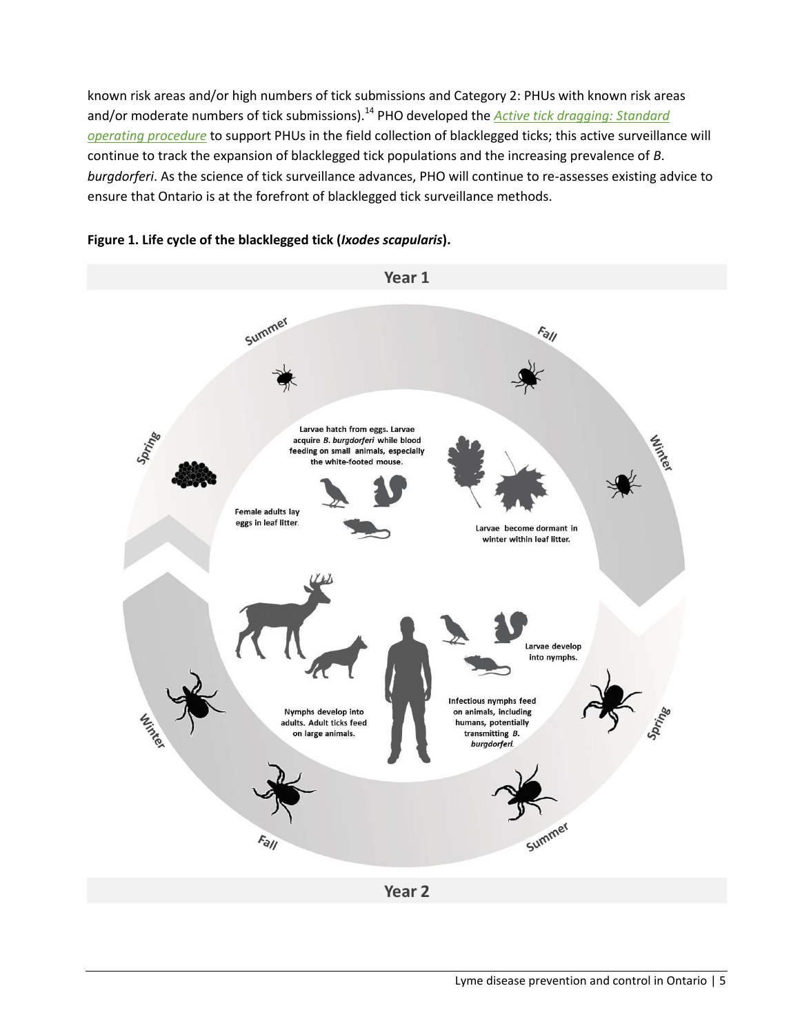known risk areas and/or high numbers of tick submissions and Category 2: PHUs with known risk areas and/or moderate numbers of tick submissions).[14] PHO developed the [*Active tick dragging: Standard operating procedure*](#) to support PHUs in the field collection of blacklegged ticks; this active surveillance will continue to track the expansion of blacklegged tick populations and the increasing prevalence of *B. burgdorferi*. As the science of tick surveillance advances, PHO will continue to re-assesses existing advice to ensure that Ontario is at the forefront of blacklegged tick surveillance methods.

**Figure 1. Life cycle of the blacklegged tick (*Ixodes scapularis*).**

**Year 1**

Spring – Summer – Fall – Winter

Female adults lay eggs in leaf litter.

Larvae hatch from eggs. Larvae acquire *B. burgdorferi* while blood feeding on small animals, especially the white-footed mouse.

Larvae become dormant in winter within leaf litter.

**Year 2**

Spring – Summer – Fall – Winter

Larvae develop into nymphs.

Infectious nymphs feed on animals, including humans, potentially transmitting *B. burgdorferi*.

Nymphs develop into adults. Adult ticks feed on large animals.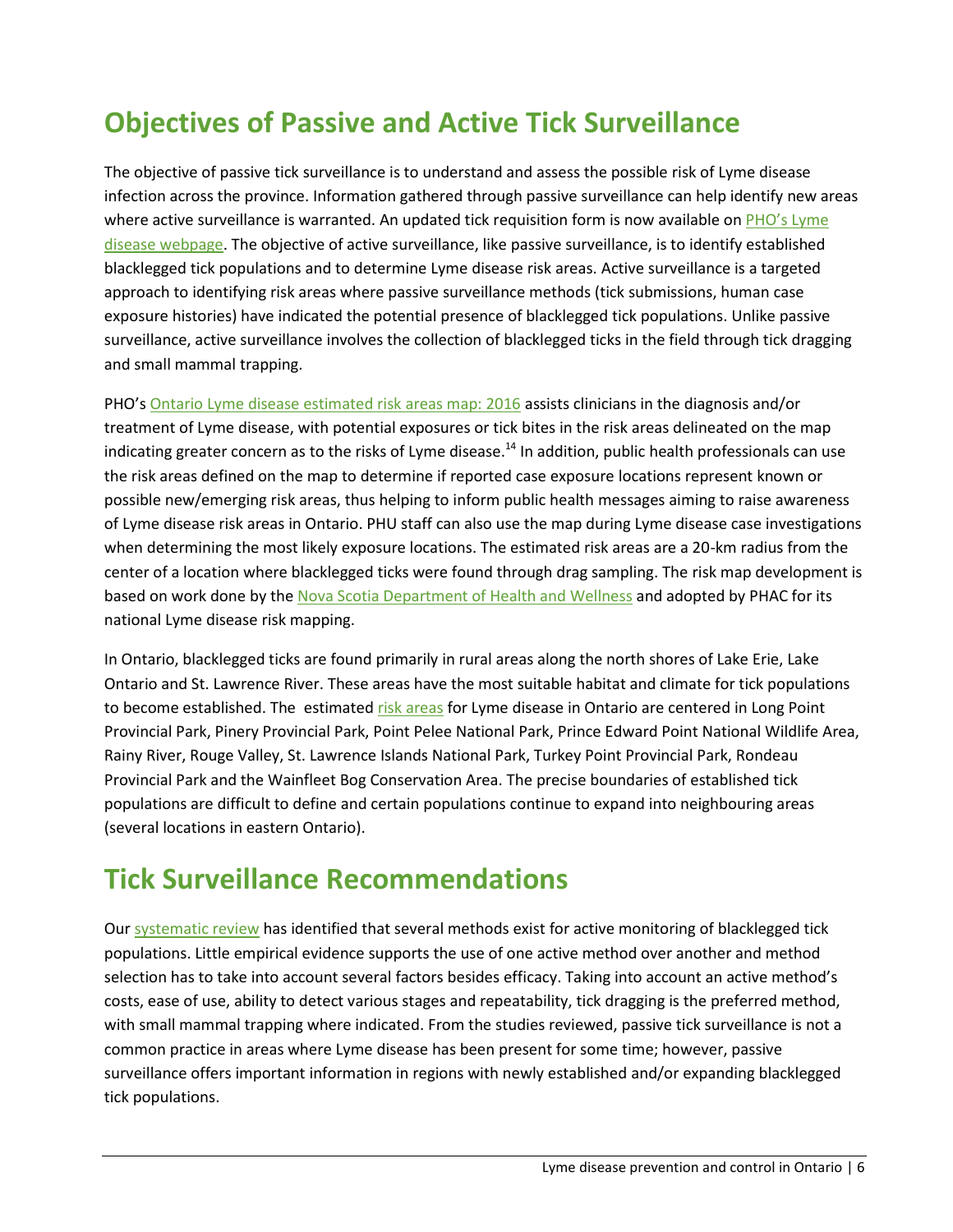## Objectives of Passive and Active Tick Surveillance

The objective of passive tick surveillance is to understand and assess the possible risk of Lyme disease infection across the province. Information gathered through passive surveillance can help identify new areas where active surveillance is warranted. An updated tick requisition form is now available on PHO's Lyme disease webpage. The objective of active surveillance, like passive surveillance, is to identify established blacklegged tick populations and to determine Lyme disease risk areas. Active surveillance is a targeted approach to identifying risk areas where passive surveillance methods (tick submissions, human case exposure histories) have indicated the potential presence of blacklegged tick populations. Unlike passive surveillance, active surveillance involves the collection of blacklegged ticks in the field through tick dragging and small mammal trapping.

PHO's Ontario Lyme disease estimated risk areas map: 2016 assists clinicians in the diagnosis and/or treatment of Lyme disease, with potential exposures or tick bites in the risk areas delineated on the map indicating greater concern as to the risks of Lyme disease.[14] In addition, public health professionals can use the risk areas defined on the map to determine if reported case exposure locations represent known or possible new/emerging risk areas, thus helping to inform public health messages aiming to raise awareness of Lyme disease risk areas in Ontario. PHU staff can also use the map during Lyme disease case investigations when determining the most likely exposure locations. The estimated risk areas are a 20-km radius from the center of a location where blacklegged ticks were found through drag sampling. The risk map development is based on work done by the Nova Scotia Department of Health and Wellness and adopted by PHAC for its national Lyme disease risk mapping.

In Ontario, blacklegged ticks are found primarily in rural areas along the north shores of Lake Erie, Lake Ontario and St. Lawrence River. These areas have the most suitable habitat and climate for tick populations to become established. The estimated risk areas for Lyme disease in Ontario are centered in Long Point Provincial Park, Pinery Provincial Park, Point Pelee National Park, Prince Edward Point National Wildlife Area, Rainy River, Rouge Valley, St. Lawrence Islands National Park, Turkey Point Provincial Park, Rondeau Provincial Park and the Wainfleet Bog Conservation Area. The precise boundaries of established tick populations are difficult to define and certain populations continue to expand into neighbouring areas (several locations in eastern Ontario).

## Tick Surveillance Recommendations

Our systematic review has identified that several methods exist for active monitoring of blacklegged tick populations. Little empirical evidence supports the use of one active method over another and method selection has to take into account several factors besides efficacy. Taking into account an active method's costs, ease of use, ability to detect various stages and repeatability, tick dragging is the preferred method, with small mammal trapping where indicated. From the studies reviewed, passive tick surveillance is not a common practice in areas where Lyme disease has been present for some time; however, passive surveillance offers important information in regions with newly established and/or expanding blacklegged tick populations.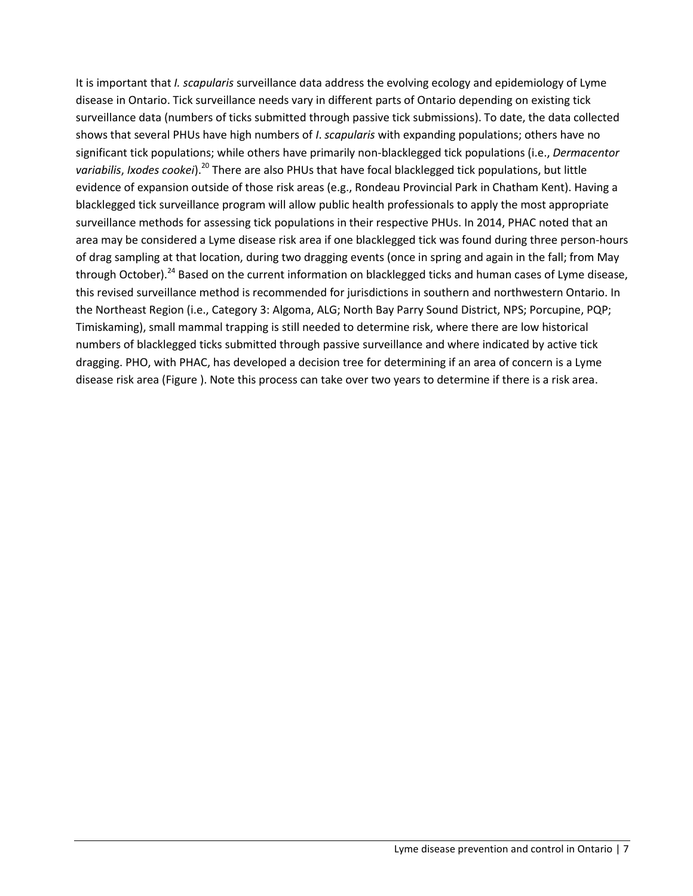It is important that *I. scapularis* surveillance data address the evolving ecology and epidemiology of Lyme disease in Ontario. Tick surveillance needs vary in different parts of Ontario depending on existing tick surveillance data (numbers of ticks submitted through passive tick submissions). To date, the data collected shows that several PHUs have high numbers of *I*. *scapularis* with expanding populations; others have no significant tick populations; while others have primarily non-blacklegged tick populations (i.e., *Dermacentor variabilis*, *Ixodes cookei*).[20] There are also PHUs that have focal blacklegged tick populations, but little evidence of expansion outside of those risk areas (e.g., Rondeau Provincial Park in Chatham Kent). Having a blacklegged tick surveillance program will allow public health professionals to apply the most appropriate surveillance methods for assessing tick populations in their respective PHUs. In 2014, PHAC noted that an area may be considered a Lyme disease risk area if one blacklegged tick was found during three person-hours of drag sampling at that location, during two dragging events (once in spring and again in the fall; from May through October).[24] Based on the current information on blacklegged ticks and human cases of Lyme disease, this revised surveillance method is recommended for jurisdictions in southern and northwestern Ontario. In the Northeast Region (i.e., Category 3: Algoma, ALG; North Bay Parry Sound District, NPS; Porcupine, PQP; Timiskaming), small mammal trapping is still needed to determine risk, where there are low historical numbers of blacklegged ticks submitted through passive surveillance and where indicated by active tick dragging. PHO, with PHAC, has developed a decision tree for determining if an area of concern is a Lyme disease risk area (Figure ). Note this process can take over two years to determine if there is a risk area.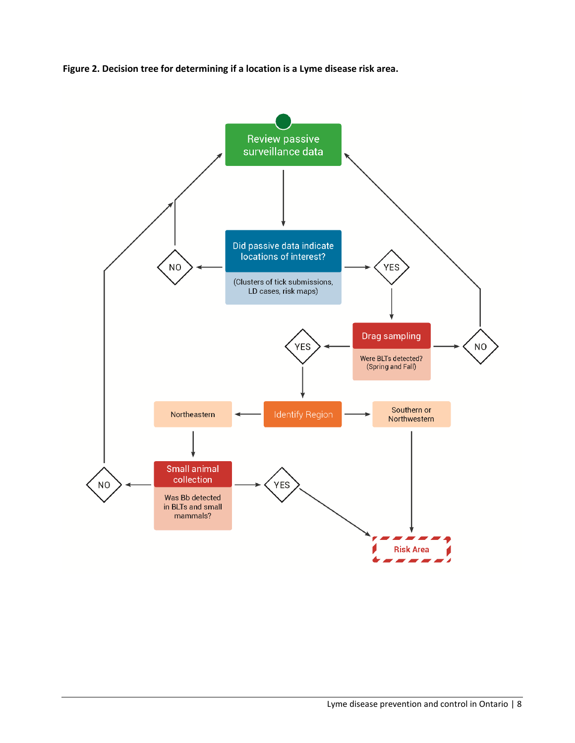**Figure 2. Decision tree for determining if a location is a Lyme disease risk area.**

Review passive surveillance data

Did passive data indicate locations of interest?
(Clusters of tick submissions, LD cases, risk maps)

NO

YES

Drag sampling
Were BLTs detected? (Spring and Fall)

YES

NO

Identify Region

Northeastern

Southern or Northwestern

Small animal collection
Was Bb detected in BLTs and small mammals?

NO

YES

Risk Area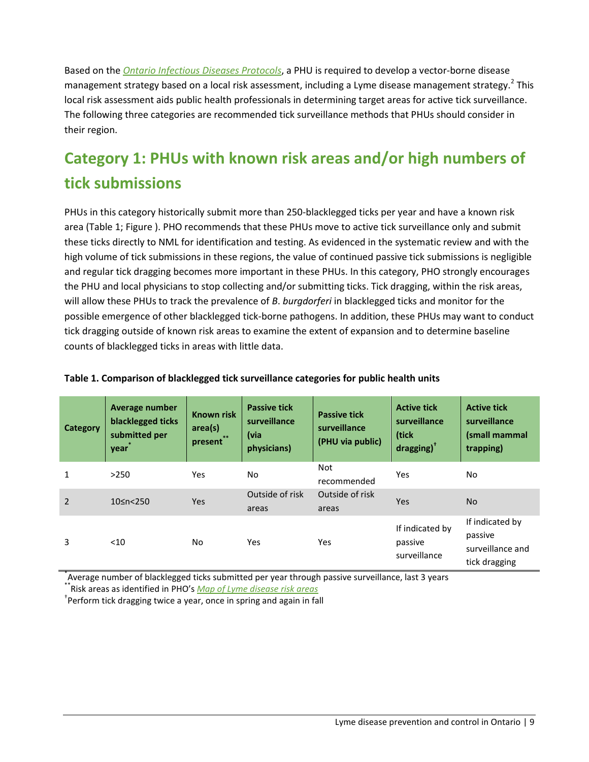Based on the *Ontario Infectious Diseases Protocols*, a PHU is required to develop a vector-borne disease management strategy based on a local risk assessment, including a Lyme disease management strategy.[2] This local risk assessment aids public health professionals in determining target areas for active tick surveillance. The following three categories are recommended tick surveillance methods that PHUs should consider in their region.

## Category 1: PHUs with known risk areas and/or high numbers of tick submissions

PHUs in this category historically submit more than 250-blacklegged ticks per year and have a known risk area (Table 1; Figure ). PHO recommends that these PHUs move to active tick surveillance only and submit these ticks directly to NML for identification and testing. As evidenced in the systematic review and with the high volume of tick submissions in these regions, the value of continued passive tick submissions is negligible and regular tick dragging becomes more important in these PHUs. In this category, PHO strongly encourages the PHU and local physicians to stop collecting and/or submitting ticks. Tick dragging, within the risk areas, will allow these PHUs to track the prevalence of *B. burgdorferi* in blacklegged ticks and monitor for the possible emergence of other blacklegged tick-borne pathogens. In addition, these PHUs may want to conduct tick dragging outside of known risk areas to examine the extent of expansion and to determine baseline counts of blacklegged ticks in areas with little data.

**Table 1. Comparison of blacklegged tick surveillance categories for public health units**

| Category | Average number blacklegged ticks submitted per year* | Known risk area(s) present** | Passive tick surveillance (via physicians) | Passive tick surveillance (PHU via public) | Active tick surveillance (tick dragging)† | Active tick surveillance (small mammal trapping) |
|---|---|---|---|---|---|---|
| 1 | >250 | Yes | No | Not recommended | Yes | No |
| 2 | 10≤n<250 | Yes | Outside of risk areas | Outside of risk areas | Yes | No |
| 3 | <10 | No | Yes | Yes | If indicated by passive surveillance | If indicated by passive surveillance and tick dragging |

*Average number of blacklegged ticks submitted per year through passive surveillance, last 3 years

**Risk areas as identified in PHO's *Map of Lyme disease risk areas*

†Perform tick dragging twice a year, once in spring and again in fall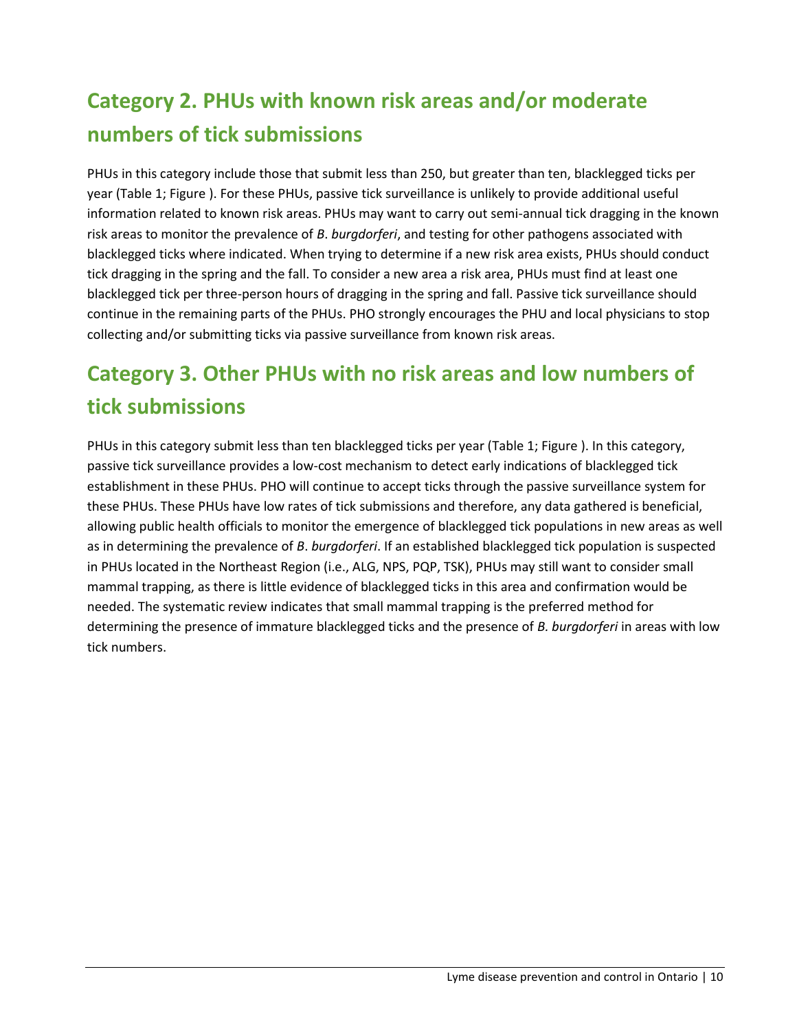## Category 2. PHUs with known risk areas and/or moderate numbers of tick submissions

PHUs in this category include those that submit less than 250, but greater than ten, blacklegged ticks per year (Table 1; Figure ). For these PHUs, passive tick surveillance is unlikely to provide additional useful information related to known risk areas. PHUs may want to carry out semi-annual tick dragging in the known risk areas to monitor the prevalence of *B*. *burgdorferi*, and testing for other pathogens associated with blacklegged ticks where indicated. When trying to determine if a new risk area exists, PHUs should conduct tick dragging in the spring and the fall. To consider a new area a risk area, PHUs must find at least one blacklegged tick per three-person hours of dragging in the spring and fall. Passive tick surveillance should continue in the remaining parts of the PHUs. PHO strongly encourages the PHU and local physicians to stop collecting and/or submitting ticks via passive surveillance from known risk areas.

## Category 3. Other PHUs with no risk areas and low numbers of tick submissions

PHUs in this category submit less than ten blacklegged ticks per year (Table 1; Figure ). In this category, passive tick surveillance provides a low-cost mechanism to detect early indications of blacklegged tick establishment in these PHUs. PHO will continue to accept ticks through the passive surveillance system for these PHUs. These PHUs have low rates of tick submissions and therefore, any data gathered is beneficial, allowing public health officials to monitor the emergence of blacklegged tick populations in new areas as well as in determining the prevalence of *B*. *burgdorferi*. If an established blacklegged tick population is suspected in PHUs located in the Northeast Region (i.e., ALG, NPS, PQP, TSK), PHUs may still want to consider small mammal trapping, as there is little evidence of blacklegged ticks in this area and confirmation would be needed. The systematic review indicates that small mammal trapping is the preferred method for determining the presence of immature blacklegged ticks and the presence of *B. burgdorferi* in areas with low tick numbers.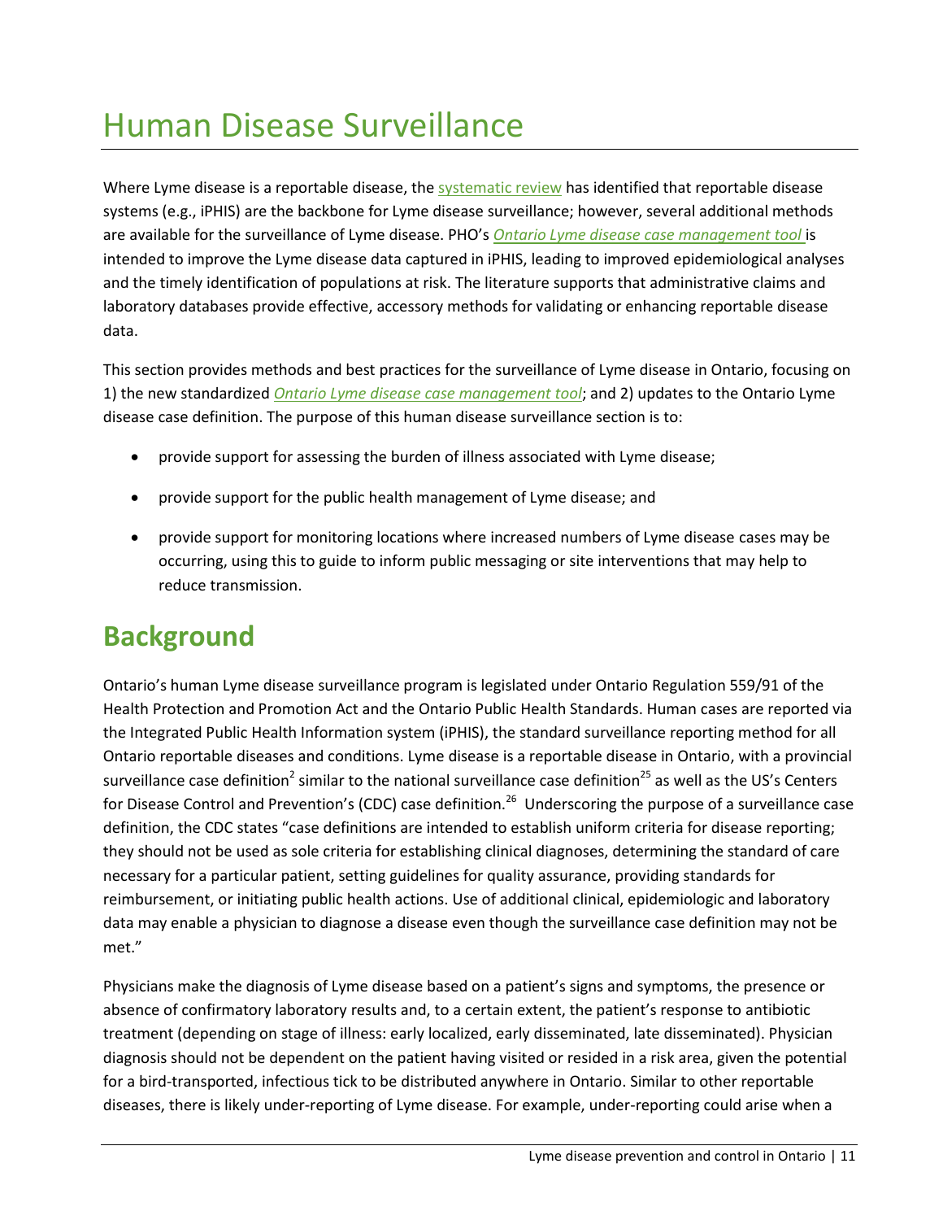# Human Disease Surveillance

Where Lyme disease is a reportable disease, the systematic review has identified that reportable disease systems (e.g., iPHIS) are the backbone for Lyme disease surveillance; however, several additional methods are available for the surveillance of Lyme disease. PHO's *Ontario Lyme disease case management tool* is intended to improve the Lyme disease data captured in iPHIS, leading to improved epidemiological analyses and the timely identification of populations at risk. The literature supports that administrative claims and laboratory databases provide effective, accessory methods for validating or enhancing reportable disease data.

This section provides methods and best practices for the surveillance of Lyme disease in Ontario, focusing on 1) the new standardized *Ontario Lyme disease case management tool*; and 2) updates to the Ontario Lyme disease case definition. The purpose of this human disease surveillance section is to:

- provide support for assessing the burden of illness associated with Lyme disease;
- provide support for the public health management of Lyme disease; and
- provide support for monitoring locations where increased numbers of Lyme disease cases may be occurring, using this to guide to inform public messaging or site interventions that may help to reduce transmission.

## Background

Ontario's human Lyme disease surveillance program is legislated under Ontario Regulation 559/91 of the Health Protection and Promotion Act and the Ontario Public Health Standards. Human cases are reported via the Integrated Public Health Information system (iPHIS), the standard surveillance reporting method for all Ontario reportable diseases and conditions. Lyme disease is a reportable disease in Ontario, with a provincial surveillance case definition[2] similar to the national surveillance case definition[25] as well as the US's Centers for Disease Control and Prevention's (CDC) case definition.[26] Underscoring the purpose of a surveillance case definition, the CDC states "case definitions are intended to establish uniform criteria for disease reporting; they should not be used as sole criteria for establishing clinical diagnoses, determining the standard of care necessary for a particular patient, setting guidelines for quality assurance, providing standards for reimbursement, or initiating public health actions. Use of additional clinical, epidemiologic and laboratory data may enable a physician to diagnose a disease even though the surveillance case definition may not be met."

Physicians make the diagnosis of Lyme disease based on a patient's signs and symptoms, the presence or absence of confirmatory laboratory results and, to a certain extent, the patient's response to antibiotic treatment (depending on stage of illness: early localized, early disseminated, late disseminated). Physician diagnosis should not be dependent on the patient having visited or resided in a risk area, given the potential for a bird-transported, infectious tick to be distributed anywhere in Ontario. Similar to other reportable diseases, there is likely under-reporting of Lyme disease. For example, under-reporting could arise when a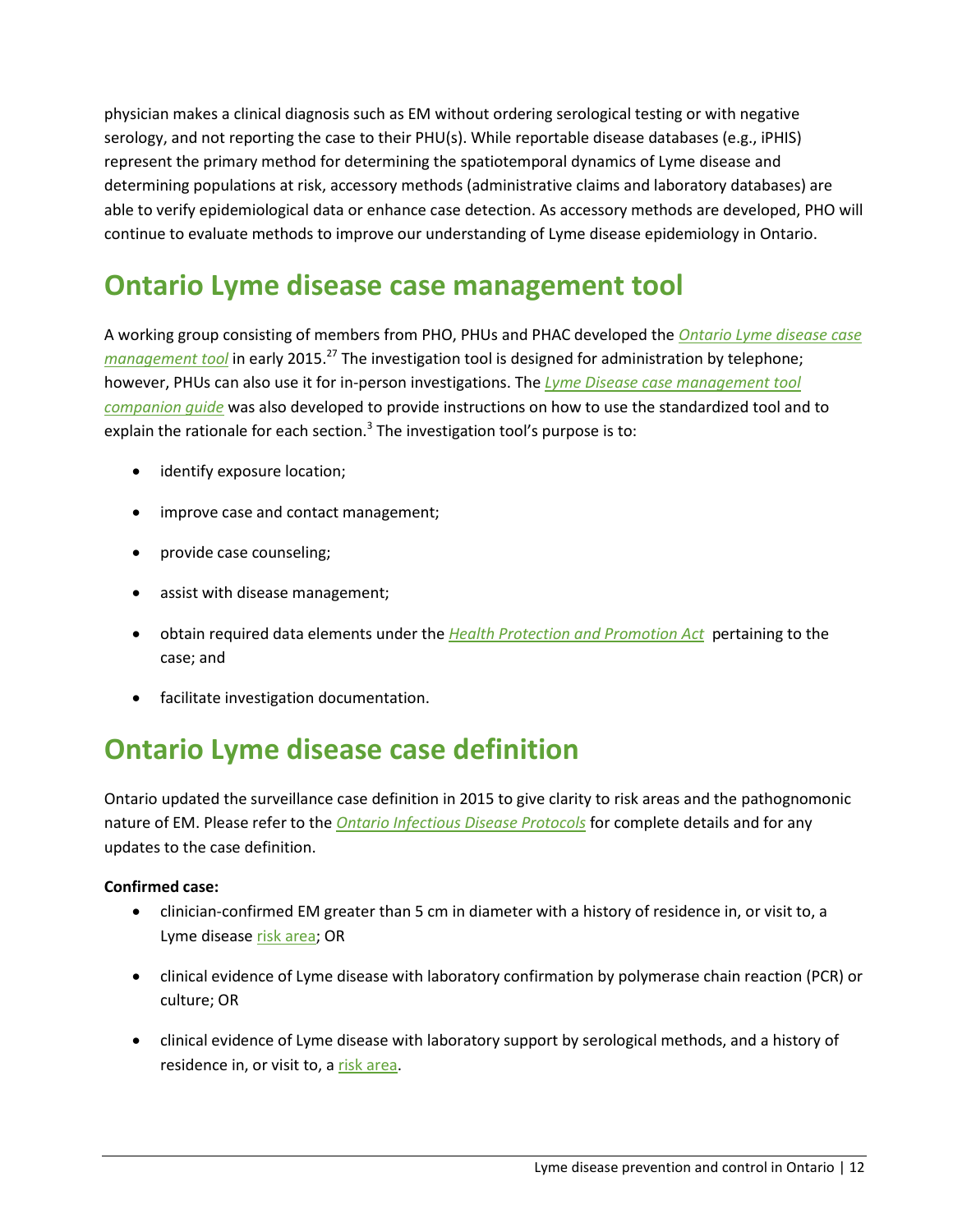physician makes a clinical diagnosis such as EM without ordering serological testing or with negative serology, and not reporting the case to their PHU(s). While reportable disease databases (e.g., iPHIS) represent the primary method for determining the spatiotemporal dynamics of Lyme disease and determining populations at risk, accessory methods (administrative claims and laboratory databases) are able to verify epidemiological data or enhance case detection. As accessory methods are developed, PHO will continue to evaluate methods to improve our understanding of Lyme disease epidemiology in Ontario.

# Ontario Lyme disease case management tool

A working group consisting of members from PHO, PHUs and PHAC developed the *Ontario Lyme disease case management tool* in early 2015.[27] The investigation tool is designed for administration by telephone; however, PHUs can also use it for in-person investigations. The *Lyme Disease case management tool companion guide* was also developed to provide instructions on how to use the standardized tool and to explain the rationale for each section.[3] The investigation tool's purpose is to:

- identify exposure location;
- improve case and contact management;
- provide case counseling;
- assist with disease management;
- obtain required data elements under the *Health Protection and Promotion Act* pertaining to the case; and
- facilitate investigation documentation.

# Ontario Lyme disease case definition

Ontario updated the surveillance case definition in 2015 to give clarity to risk areas and the pathognomonic nature of EM. Please refer to the *Ontario Infectious Disease Protocols* for complete details and for any updates to the case definition.

**Confirmed case:**

- clinician-confirmed EM greater than 5 cm in diameter with a history of residence in, or visit to, a Lyme disease risk area; OR
- clinical evidence of Lyme disease with laboratory confirmation by polymerase chain reaction (PCR) or culture; OR
- clinical evidence of Lyme disease with laboratory support by serological methods, and a history of residence in, or visit to, a risk area.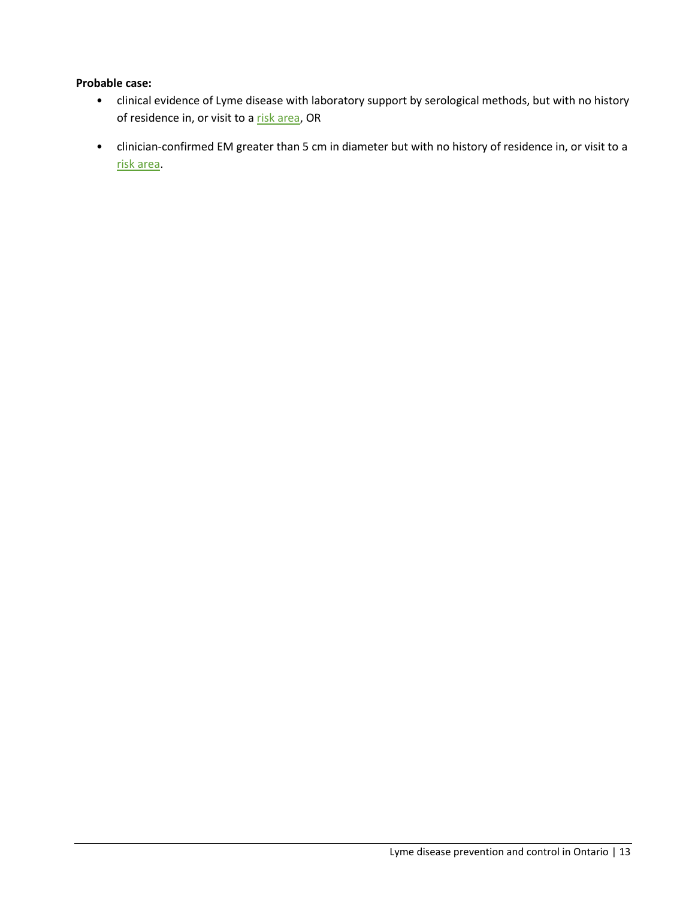**Probable case:**

- clinical evidence of Lyme disease with laboratory support by serological methods, but with no history of residence in, or visit to a risk area, OR
- clinician-confirmed EM greater than 5 cm in diameter but with no history of residence in, or visit to a risk area.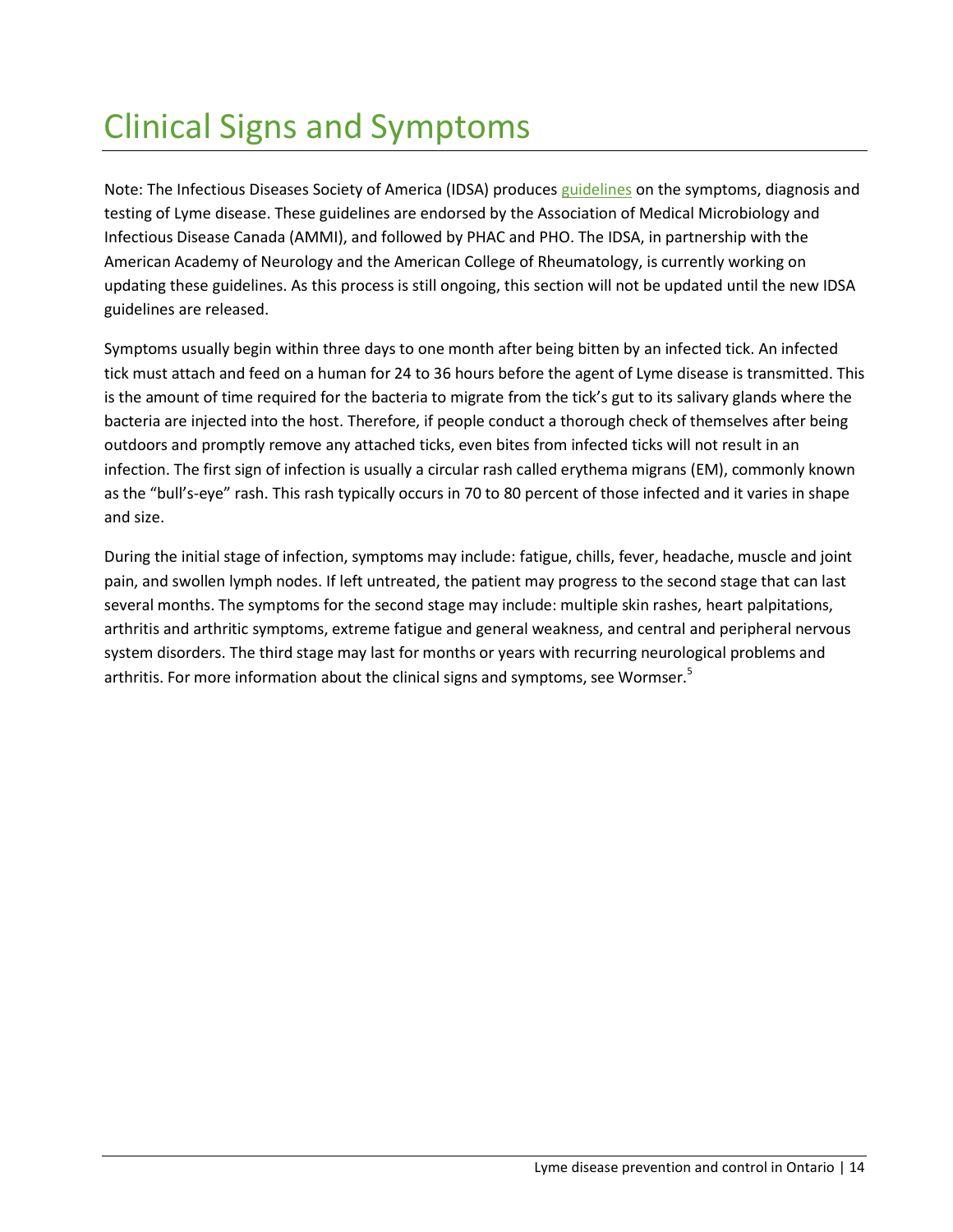# Clinical Signs and Symptoms

Note: The Infectious Diseases Society of America (IDSA) produces guidelines on the symptoms, diagnosis and testing of Lyme disease. These guidelines are endorsed by the Association of Medical Microbiology and Infectious Disease Canada (AMMI), and followed by PHAC and PHO. The IDSA, in partnership with the American Academy of Neurology and the American College of Rheumatology, is currently working on updating these guidelines. As this process is still ongoing, this section will not be updated until the new IDSA guidelines are released.

Symptoms usually begin within three days to one month after being bitten by an infected tick. An infected tick must attach and feed on a human for 24 to 36 hours before the agent of Lyme disease is transmitted. This is the amount of time required for the bacteria to migrate from the tick's gut to its salivary glands where the bacteria are injected into the host. Therefore, if people conduct a thorough check of themselves after being outdoors and promptly remove any attached ticks, even bites from infected ticks will not result in an infection. The first sign of infection is usually a circular rash called erythema migrans (EM), commonly known as the "bull's-eye" rash. This rash typically occurs in 70 to 80 percent of those infected and it varies in shape and size.

During the initial stage of infection, symptoms may include: fatigue, chills, fever, headache, muscle and joint pain, and swollen lymph nodes. If left untreated, the patient may progress to the second stage that can last several months. The symptoms for the second stage may include: multiple skin rashes, heart palpitations, arthritis and arthritic symptoms, extreme fatigue and general weakness, and central and peripheral nervous system disorders. The third stage may last for months or years with recurring neurological problems and arthritis. For more information about the clinical signs and symptoms, see Wormser.[5]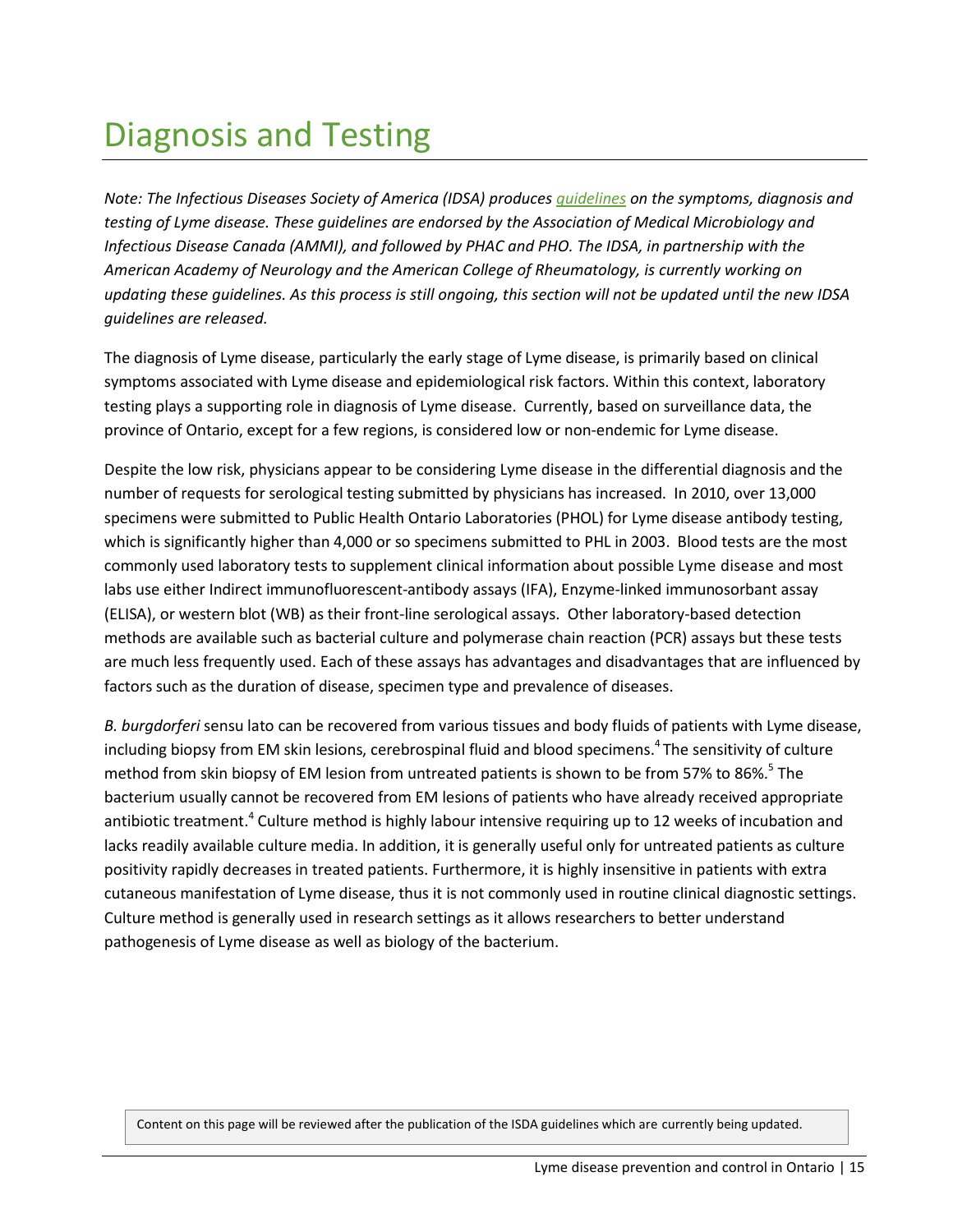# Diagnosis and Testing

*Note: The Infectious Diseases Society of America (IDSA) produces guidelines on the symptoms, diagnosis and testing of Lyme disease. These guidelines are endorsed by the Association of Medical Microbiology and Infectious Disease Canada (AMMI), and followed by PHAC and PHO. The IDSA, in partnership with the American Academy of Neurology and the American College of Rheumatology, is currently working on updating these guidelines. As this process is still ongoing, this section will not be updated until the new IDSA guidelines are released.*

The diagnosis of Lyme disease, particularly the early stage of Lyme disease, is primarily based on clinical symptoms associated with Lyme disease and epidemiological risk factors. Within this context, laboratory testing plays a supporting role in diagnosis of Lyme disease. Currently, based on surveillance data, the province of Ontario, except for a few regions, is considered low or non-endemic for Lyme disease.

Despite the low risk, physicians appear to be considering Lyme disease in the differential diagnosis and the number of requests for serological testing submitted by physicians has increased. In 2010, over 13,000 specimens were submitted to Public Health Ontario Laboratories (PHOL) for Lyme disease antibody testing, which is significantly higher than 4,000 or so specimens submitted to PHL in 2003. Blood tests are the most commonly used laboratory tests to supplement clinical information about possible Lyme disease and most labs use either Indirect immunofluorescent-antibody assays (IFA), Enzyme-linked immunosorbant assay (ELISA), or western blot (WB) as their front-line serological assays. Other laboratory-based detection methods are available such as bacterial culture and polymerase chain reaction (PCR) assays but these tests are much less frequently used. Each of these assays has advantages and disadvantages that are influenced by factors such as the duration of disease, specimen type and prevalence of diseases.

*B. burgdorferi* sensu lato can be recovered from various tissues and body fluids of patients with Lyme disease, including biopsy from EM skin lesions, cerebrospinal fluid and blood specimens.[4] The sensitivity of culture method from skin biopsy of EM lesion from untreated patients is shown to be from 57% to 86%.[5] The bacterium usually cannot be recovered from EM lesions of patients who have already received appropriate antibiotic treatment.[4] Culture method is highly labour intensive requiring up to 12 weeks of incubation and lacks readily available culture media. In addition, it is generally useful only for untreated patients as culture positivity rapidly decreases in treated patients. Furthermore, it is highly insensitive in patients with extra cutaneous manifestation of Lyme disease, thus it is not commonly used in routine clinical diagnostic settings. Culture method is generally used in research settings as it allows researchers to better understand pathogenesis of Lyme disease as well as biology of the bacterium.

Content on this page will be reviewed after the publication of the ISDA guidelines which are currently being updated.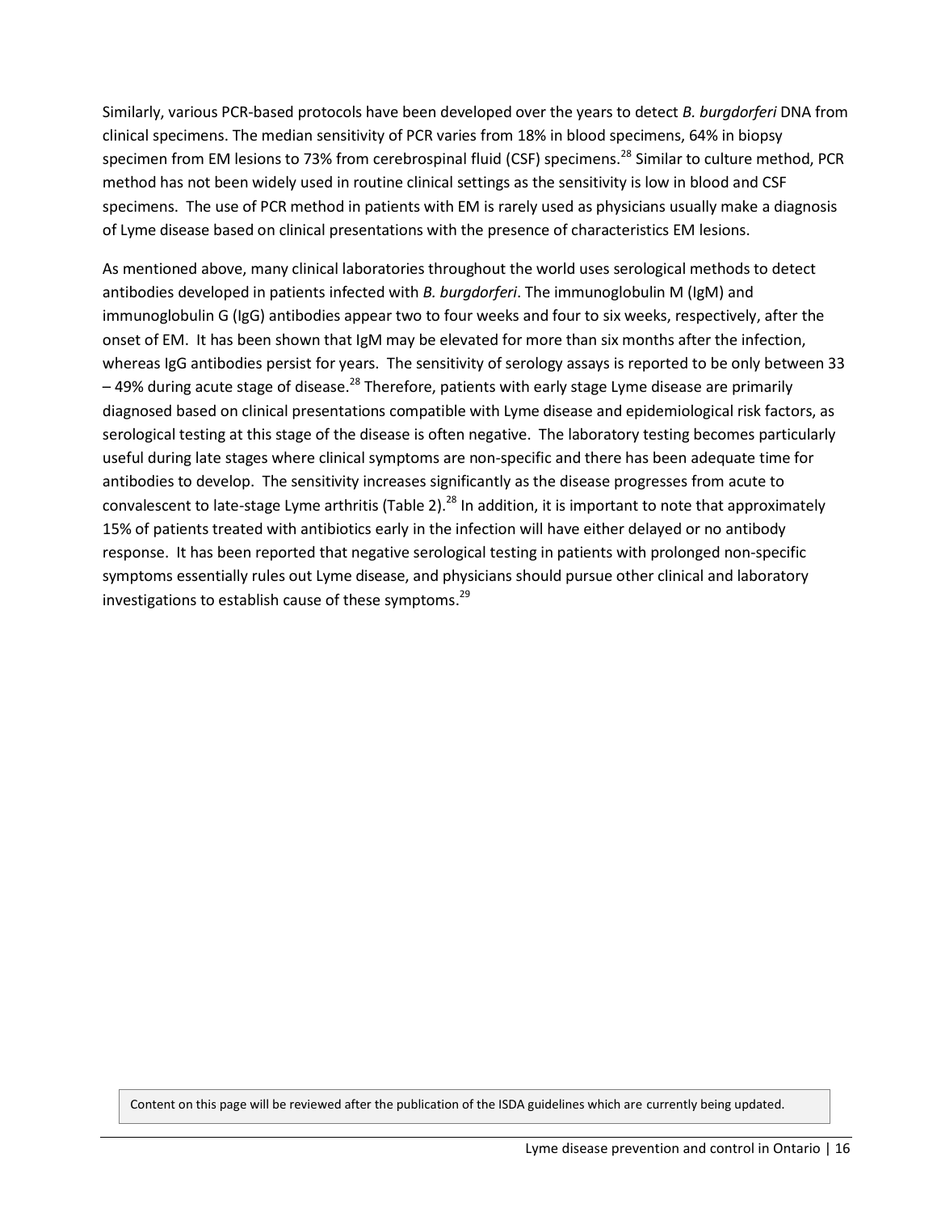Similarly, various PCR-based protocols have been developed over the years to detect *B. burgdorferi* DNA from clinical specimens. The median sensitivity of PCR varies from 18% in blood specimens, 64% in biopsy specimen from EM lesions to 73% from cerebrospinal fluid (CSF) specimens.[28] Similar to culture method, PCR method has not been widely used in routine clinical settings as the sensitivity is low in blood and CSF specimens. The use of PCR method in patients with EM is rarely used as physicians usually make a diagnosis of Lyme disease based on clinical presentations with the presence of characteristics EM lesions.

As mentioned above, many clinical laboratories throughout the world uses serological methods to detect antibodies developed in patients infected with *B. burgdorferi*. The immunoglobulin M (IgM) and immunoglobulin G (IgG) antibodies appear two to four weeks and four to six weeks, respectively, after the onset of EM. It has been shown that IgM may be elevated for more than six months after the infection, whereas IgG antibodies persist for years. The sensitivity of serology assays is reported to be only between 33 – 49% during acute stage of disease.[28] Therefore, patients with early stage Lyme disease are primarily diagnosed based on clinical presentations compatible with Lyme disease and epidemiological risk factors, as serological testing at this stage of the disease is often negative. The laboratory testing becomes particularly useful during late stages where clinical symptoms are non-specific and there has been adequate time for antibodies to develop. The sensitivity increases significantly as the disease progresses from acute to convalescent to late-stage Lyme arthritis (Table 2).[28] In addition, it is important to note that approximately 15% of patients treated with antibiotics early in the infection will have either delayed or no antibody response. It has been reported that negative serological testing in patients with prolonged non-specific symptoms essentially rules out Lyme disease, and physicians should pursue other clinical and laboratory investigations to establish cause of these symptoms.[29]

Content on this page will be reviewed after the publication of the ISDA guidelines which are currently being updated.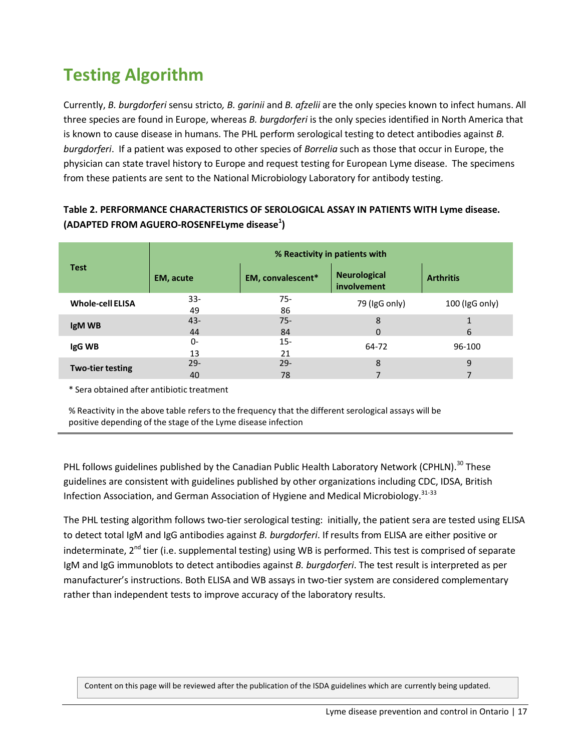# Testing Algorithm

Currently, *B. burgdorferi* sensu stricto*, B. garinii* and *B. afzelii* are the only species known to infect humans. All three species are found in Europe, whereas *B. burgdorferi* is the only species identified in North America that is known to cause disease in humans. The PHL perform serological testing to detect antibodies against *B. burgdorferi*. If a patient was exposed to other species of *Borrelia* such as those that occur in Europe, the physician can state travel history to Europe and request testing for European Lyme disease. The specimens from these patients are sent to the National Microbiology Laboratory for antibody testing.

**Table 2. PERFORMANCE CHARACTERISTICS OF SEROLOGICAL ASSAY IN PATIENTS WITH Lyme disease. (ADAPTED FROM AGUERO-ROSENFELyme disease[1])**

| Test | % Reactivity in patients with | | | |
|---|---|---|---|---|
| | EM, acute | EM, convalescent* | Neurological involvement | Arthritis |
| **Whole-cell ELISA** | 33-49 | 75-86 | 79 (IgG only) | 100 (IgG only) |
| **IgM WB** | 43-44 | 75-84 | 80 | 16 |
| **IgG WB** | 0-13 | 15-21 | 64-72 | 96-100 |
| **Two-tier testing** | 29-40 | 29-78 | 87 | 97 |

\* Sera obtained after antibiotic treatment

% Reactivity in the above table refers to the frequency that the different serological assays will be positive depending of the stage of the Lyme disease infection

PHL follows guidelines published by the Canadian Public Health Laboratory Network (CPHLN).[30] These guidelines are consistent with guidelines published by other organizations including CDC, IDSA, British Infection Association, and German Association of Hygiene and Medical Microbiology.[31-33]

The PHL testing algorithm follows two-tier serological testing: initially, the patient sera are tested using ELISA to detect total IgM and IgG antibodies against *B. burgdorferi*. If results from ELISA are either positive or indeterminate, 2nd tier (i.e. supplemental testing) using WB is performed. This test is comprised of separate IgM and IgG immunoblots to detect antibodies against *B. burgdorferi*. The test result is interpreted as per manufacturer's instructions. Both ELISA and WB assays in two-tier system are considered complementary rather than independent tests to improve accuracy of the laboratory results.

Content on this page will be reviewed after the publication of the ISDA guidelines which are currently being updated.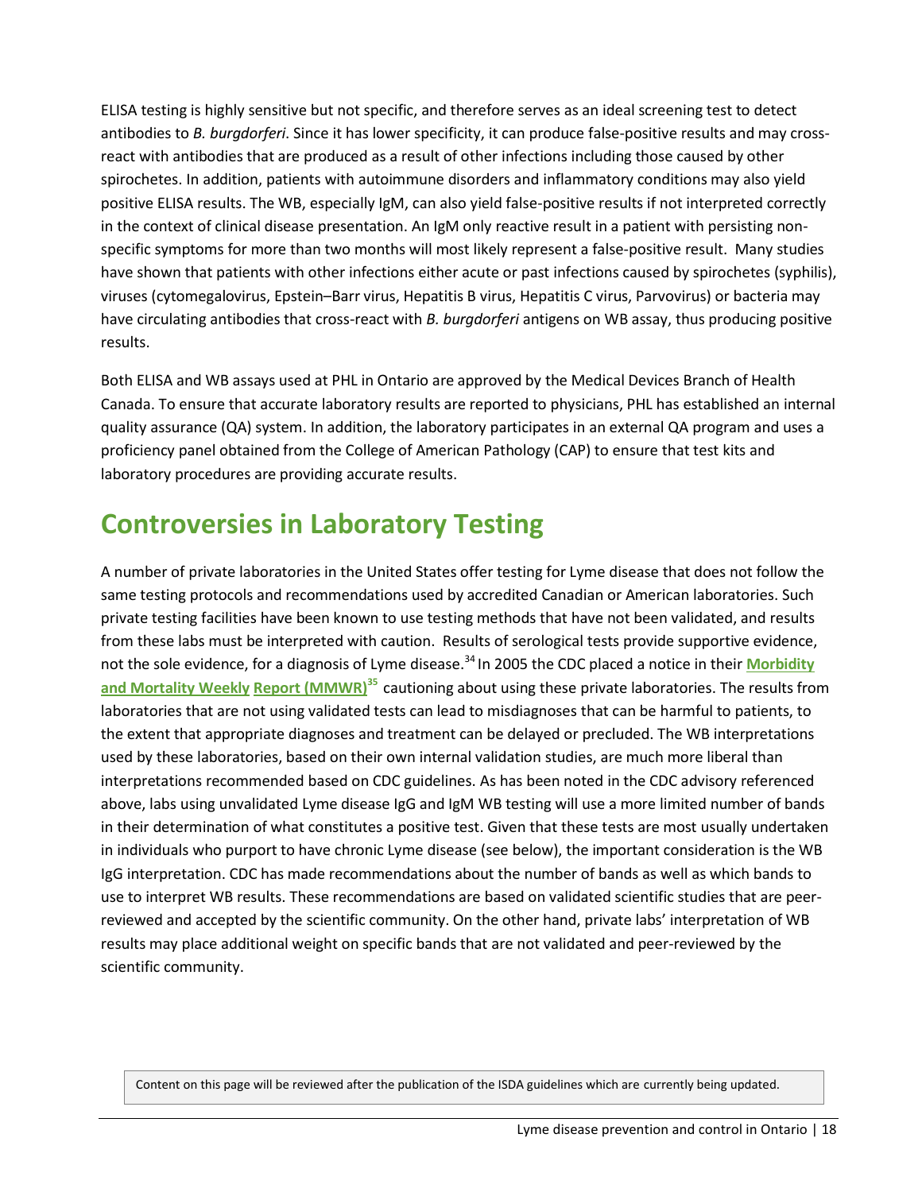ELISA testing is highly sensitive but not specific, and therefore serves as an ideal screening test to detect antibodies to *B. burgdorferi*. Since it has lower specificity, it can produce false-positive results and may cross-react with antibodies that are produced as a result of other infections including those caused by other spirochetes. In addition, patients with autoimmune disorders and inflammatory conditions may also yield positive ELISA results. The WB, especially IgM, can also yield false-positive results if not interpreted correctly in the context of clinical disease presentation. An IgM only reactive result in a patient with persisting non-specific symptoms for more than two months will most likely represent a false-positive result. Many studies have shown that patients with other infections either acute or past infections caused by spirochetes (syphilis), viruses (cytomegalovirus, Epstein–Barr virus, Hepatitis B virus, Hepatitis C virus, Parvovirus) or bacteria may have circulating antibodies that cross-react with *B. burgdorferi* antigens on WB assay, thus producing positive results.

Both ELISA and WB assays used at PHL in Ontario are approved by the Medical Devices Branch of Health Canada. To ensure that accurate laboratory results are reported to physicians, PHL has established an internal quality assurance (QA) system. In addition, the laboratory participates in an external QA program and uses a proficiency panel obtained from the College of American Pathology (CAP) to ensure that test kits and laboratory procedures are providing accurate results.

## Controversies in Laboratory Testing

A number of private laboratories in the United States offer testing for Lyme disease that does not follow the same testing protocols and recommendations used by accredited Canadian or American laboratories. Such private testing facilities have been known to use testing methods that have not been validated, and results from these labs must be interpreted with caution. Results of serological tests provide supportive evidence, not the sole evidence, for a diagnosis of Lyme disease.[34] In 2005 the CDC placed a notice in their **Morbidity and Mortality Weekly Report (MMWR)**[35] cautioning about using these private laboratories. The results from laboratories that are not using validated tests can lead to misdiagnoses that can be harmful to patients, to the extent that appropriate diagnoses and treatment can be delayed or precluded. The WB interpretations used by these laboratories, based on their own internal validation studies, are much more liberal than interpretations recommended based on CDC guidelines. As has been noted in the CDC advisory referenced above, labs using unvalidated Lyme disease IgG and IgM WB testing will use a more limited number of bands in their determination of what constitutes a positive test. Given that these tests are most usually undertaken in individuals who purport to have chronic Lyme disease (see below), the important consideration is the WB IgG interpretation. CDC has made recommendations about the number of bands as well as which bands to use to interpret WB results. These recommendations are based on validated scientific studies that are peer-reviewed and accepted by the scientific community. On the other hand, private labs' interpretation of WB results may place additional weight on specific bands that are not validated and peer-reviewed by the scientific community.

Content on this page will be reviewed after the publication of the ISDA guidelines which are currently being updated.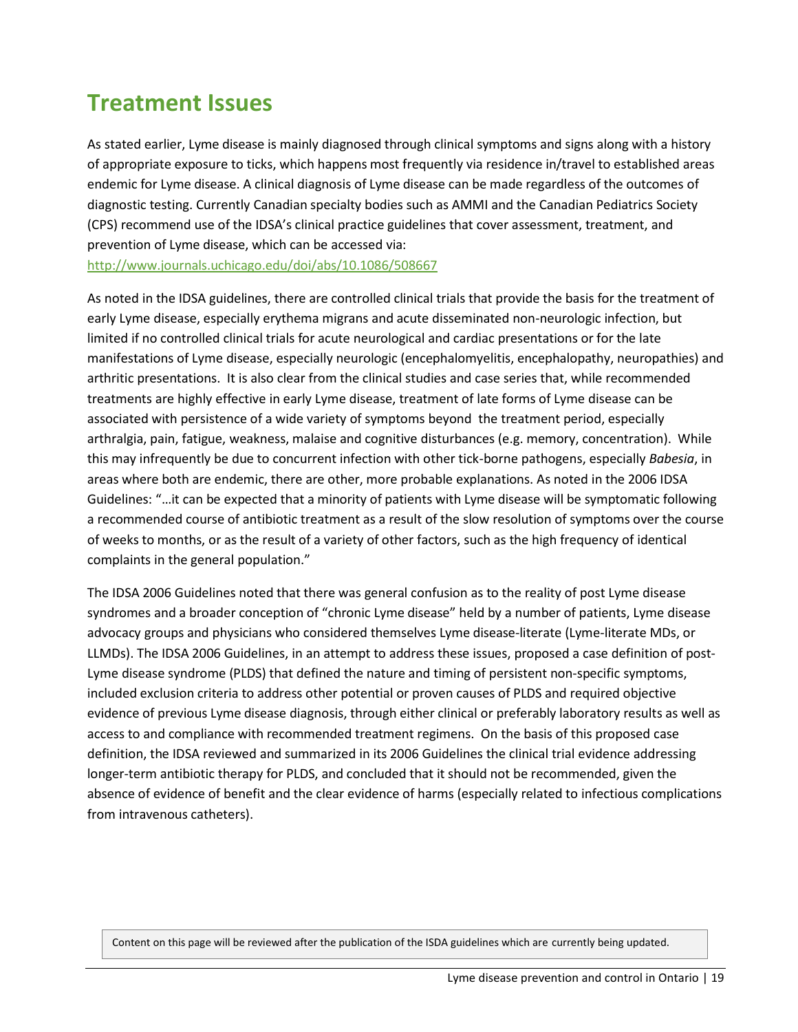# Treatment Issues

As stated earlier, Lyme disease is mainly diagnosed through clinical symptoms and signs along with a history of appropriate exposure to ticks, which happens most frequently via residence in/travel to established areas endemic for Lyme disease. A clinical diagnosis of Lyme disease can be made regardless of the outcomes of diagnostic testing. Currently Canadian specialty bodies such as AMMI and the Canadian Pediatrics Society (CPS) recommend use of the IDSA's clinical practice guidelines that cover assessment, treatment, and prevention of Lyme disease, which can be accessed via: http://www.journals.uchicago.edu/doi/abs/10.1086/508667

As noted in the IDSA guidelines, there are controlled clinical trials that provide the basis for the treatment of early Lyme disease, especially erythema migrans and acute disseminated non-neurologic infection, but limited if no controlled clinical trials for acute neurological and cardiac presentations or for the late manifestations of Lyme disease, especially neurologic (encephalomyelitis, encephalopathy, neuropathies) and arthritic presentations. It is also clear from the clinical studies and case series that, while recommended treatments are highly effective in early Lyme disease, treatment of late forms of Lyme disease can be associated with persistence of a wide variety of symptoms beyond the treatment period, especially arthralgia, pain, fatigue, weakness, malaise and cognitive disturbances (e.g. memory, concentration). While this may infrequently be due to concurrent infection with other tick-borne pathogens, especially *Babesia*, in areas where both are endemic, there are other, more probable explanations. As noted in the 2006 IDSA Guidelines: "…it can be expected that a minority of patients with Lyme disease will be symptomatic following a recommended course of antibiotic treatment as a result of the slow resolution of symptoms over the course of weeks to months, or as the result of a variety of other factors, such as the high frequency of identical complaints in the general population."

The IDSA 2006 Guidelines noted that there was general confusion as to the reality of post Lyme disease syndromes and a broader conception of "chronic Lyme disease" held by a number of patients, Lyme disease advocacy groups and physicians who considered themselves Lyme disease-literate (Lyme-literate MDs, or LLMDs). The IDSA 2006 Guidelines, in an attempt to address these issues, proposed a case definition of post-Lyme disease syndrome (PLDS) that defined the nature and timing of persistent non-specific symptoms, included exclusion criteria to address other potential or proven causes of PLDS and required objective evidence of previous Lyme disease diagnosis, through either clinical or preferably laboratory results as well as access to and compliance with recommended treatment regimens. On the basis of this proposed case definition, the IDSA reviewed and summarized in its 2006 Guidelines the clinical trial evidence addressing longer-term antibiotic therapy for PLDS, and concluded that it should not be recommended, given the absence of evidence of benefit and the clear evidence of harms (especially related to infectious complications from intravenous catheters).

Content on this page will be reviewed after the publication of the ISDA guidelines which are currently being updated.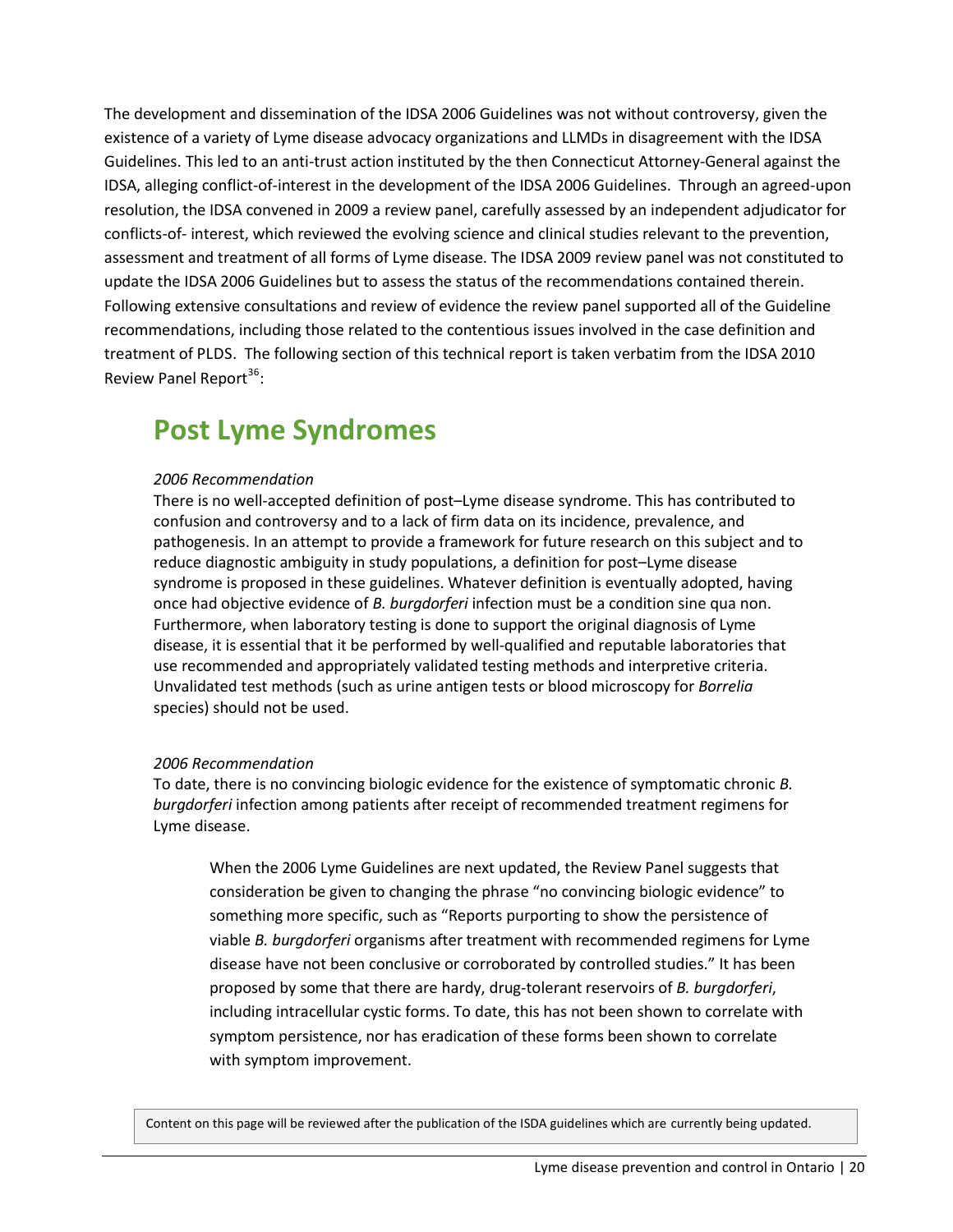The development and dissemination of the IDSA 2006 Guidelines was not without controversy, given the existence of a variety of Lyme disease advocacy organizations and LLMDs in disagreement with the IDSA Guidelines. This led to an anti-trust action instituted by the then Connecticut Attorney-General against the IDSA, alleging conflict-of-interest in the development of the IDSA 2006 Guidelines. Through an agreed-upon resolution, the IDSA convened in 2009 a review panel, carefully assessed by an independent adjudicator for conflicts-of- interest, which reviewed the evolving science and clinical studies relevant to the prevention, assessment and treatment of all forms of Lyme disease. The IDSA 2009 review panel was not constituted to update the IDSA 2006 Guidelines but to assess the status of the recommendations contained therein. Following extensive consultations and review of evidence the review panel supported all of the Guideline recommendations, including those related to the contentious issues involved in the case definition and treatment of PLDS. The following section of this technical report is taken verbatim from the IDSA 2010 Review Panel Report[36]:

## Post Lyme Syndromes

*2006 Recommendation*

There is no well-accepted definition of post–Lyme disease syndrome. This has contributed to confusion and controversy and to a lack of firm data on its incidence, prevalence, and pathogenesis. In an attempt to provide a framework for future research on this subject and to reduce diagnostic ambiguity in study populations, a definition for post–Lyme disease syndrome is proposed in these guidelines. Whatever definition is eventually adopted, having once had objective evidence of *B. burgdorferi* infection must be a condition sine qua non. Furthermore, when laboratory testing is done to support the original diagnosis of Lyme disease, it is essential that it be performed by well-qualified and reputable laboratories that use recommended and appropriately validated testing methods and interpretive criteria. Unvalidated test methods (such as urine antigen tests or blood microscopy for *Borrelia* species) should not be used.

*2006 Recommendation*

To date, there is no convincing biologic evidence for the existence of symptomatic chronic *B. burgdorferi* infection among patients after receipt of recommended treatment regimens for Lyme disease.

> When the 2006 Lyme Guidelines are next updated, the Review Panel suggests that consideration be given to changing the phrase "no convincing biologic evidence" to something more specific, such as "Reports purporting to show the persistence of viable *B. burgdorferi* organisms after treatment with recommended regimens for Lyme disease have not been conclusive or corroborated by controlled studies." It has been proposed by some that there are hardy, drug-tolerant reservoirs of *B. burgdorferi*, including intracellular cystic forms. To date, this has not been shown to correlate with symptom persistence, nor has eradication of these forms been shown to correlate with symptom improvement.

Content on this page will be reviewed after the publication of the ISDA guidelines which are currently being updated.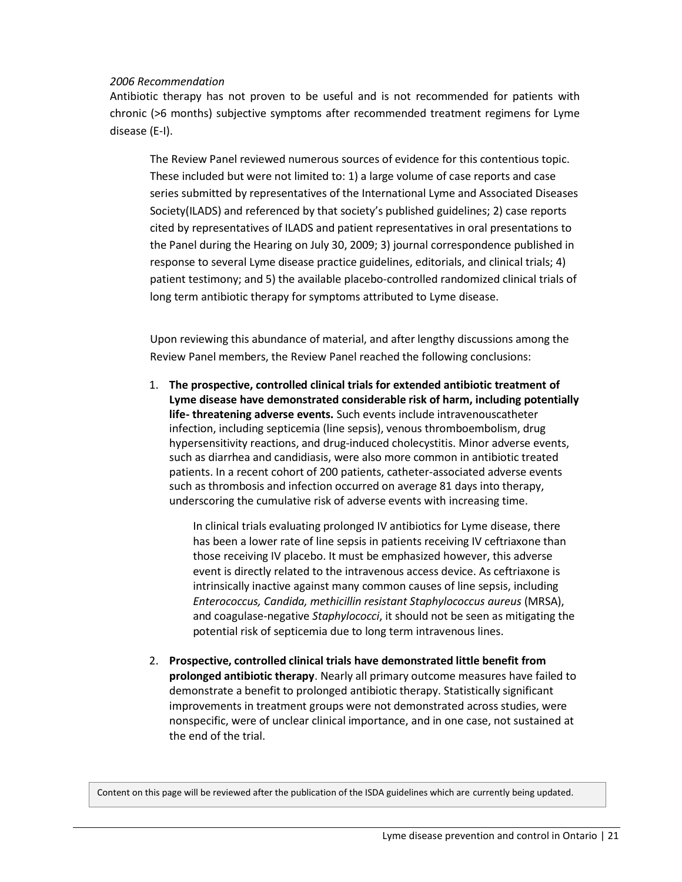*2006 Recommendation*

Antibiotic therapy has not proven to be useful and is not recommended for patients with chronic (>6 months) subjective symptoms after recommended treatment regimens for Lyme disease (E-I).

> The Review Panel reviewed numerous sources of evidence for this contentious topic. These included but were not limited to: 1) a large volume of case reports and case series submitted by representatives of the International Lyme and Associated Diseases Society(ILADS) and referenced by that society's published guidelines; 2) case reports cited by representatives of ILADS and patient representatives in oral presentations to the Panel during the Hearing on July 30, 2009; 3) journal correspondence published in response to several Lyme disease practice guidelines, editorials, and clinical trials; 4) patient testimony; and 5) the available placebo-controlled randomized clinical trials of long term antibiotic therapy for symptoms attributed to Lyme disease.
>
> Upon reviewing this abundance of material, and after lengthy discussions among the Review Panel members, the Review Panel reached the following conclusions:
>
> 1. **The prospective, controlled clinical trials for extended antibiotic treatment of Lyme disease have demonstrated considerable risk of harm, including potentially life- threatening adverse events.** Such events include intravenouscatheter infection, including septicemia (line sepsis), venous thromboembolism, drug hypersensitivity reactions, and drug-induced cholecystitis. Minor adverse events, such as diarrhea and candidiasis, were also more common in antibiotic treated patients. In a recent cohort of 200 patients, catheter-associated adverse events such as thrombosis and infection occurred on average 81 days into therapy, underscoring the cumulative risk of adverse events with increasing time.
>
>    In clinical trials evaluating prolonged IV antibiotics for Lyme disease, there has been a lower rate of line sepsis in patients receiving IV ceftriaxone than those receiving IV placebo. It must be emphasized however, this adverse event is directly related to the intravenous access device. As ceftriaxone is intrinsically inactive against many common causes of line sepsis, including *Enterococcus, Candida, methicillin resistant Staphylococcus aureus* (MRSA), and coagulase-negative *Staphylococci*, it should not be seen as mitigating the potential risk of septicemia due to long term intravenous lines.
>
> 2. **Prospective, controlled clinical trials have demonstrated little benefit from prolonged antibiotic therapy**. Nearly all primary outcome measures have failed to demonstrate a benefit to prolonged antibiotic therapy. Statistically significant improvements in treatment groups were not demonstrated across studies, were nonspecific, were of unclear clinical importance, and in one case, not sustained at the end of the trial.

Content on this page will be reviewed after the publication of the ISDA guidelines which are currently being updated.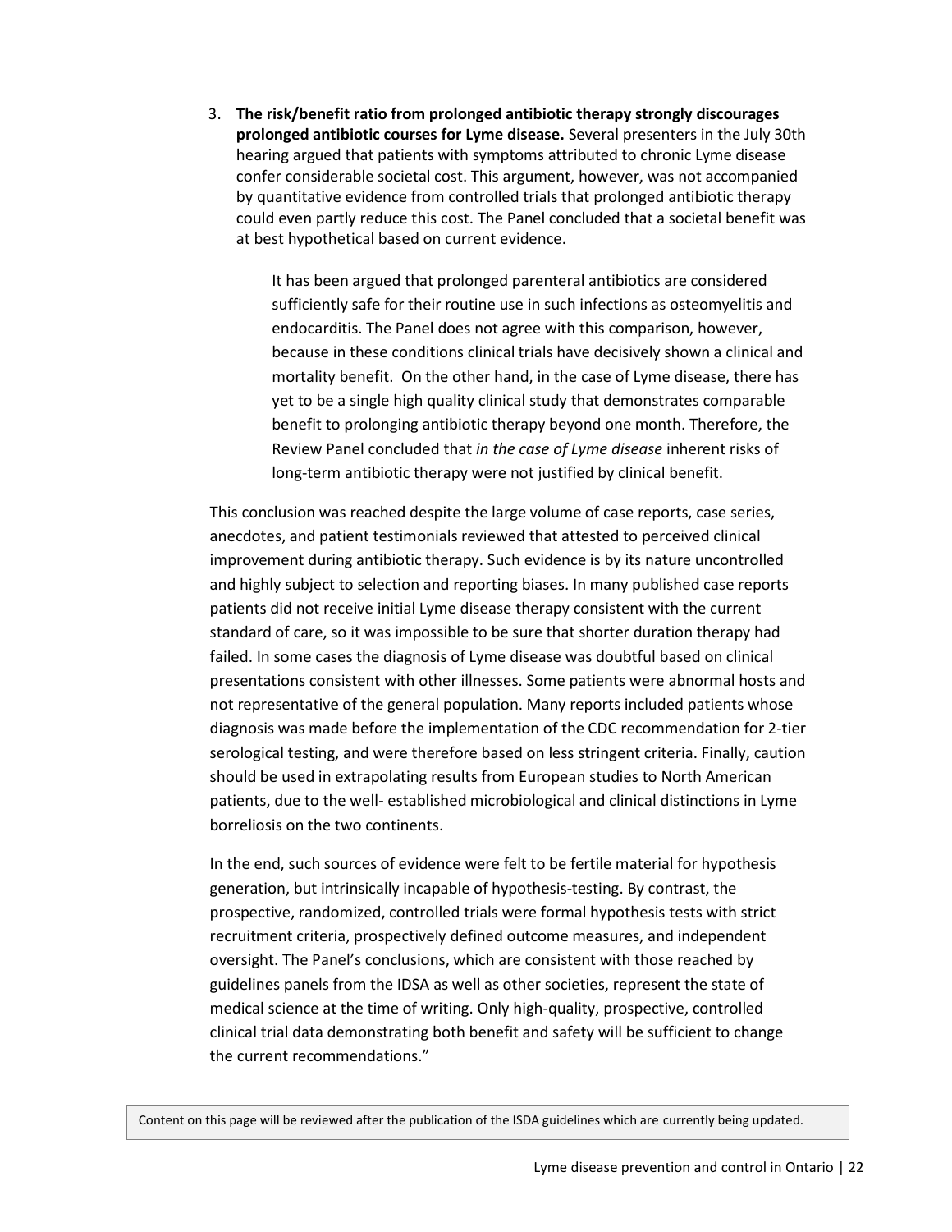3. **The risk/benefit ratio from prolonged antibiotic therapy strongly discourages prolonged antibiotic courses for Lyme disease.** Several presenters in the July 30th hearing argued that patients with symptoms attributed to chronic Lyme disease confer considerable societal cost. This argument, however, was not accompanied by quantitative evidence from controlled trials that prolonged antibiotic therapy could even partly reduce this cost. The Panel concluded that a societal benefit was at best hypothetical based on current evidence.

   It has been argued that prolonged parenteral antibiotics are considered sufficiently safe for their routine use in such infections as osteomyelitis and endocarditis. The Panel does not agree with this comparison, however, because in these conditions clinical trials have decisively shown a clinical and mortality benefit. On the other hand, in the case of Lyme disease, there has yet to be a single high quality clinical study that demonstrates comparable benefit to prolonging antibiotic therapy beyond one month. Therefore, the Review Panel concluded that *in the case of Lyme disease* inherent risks of long-term antibiotic therapy were not justified by clinical benefit.

This conclusion was reached despite the large volume of case reports, case series, anecdotes, and patient testimonials reviewed that attested to perceived clinical improvement during antibiotic therapy. Such evidence is by its nature uncontrolled and highly subject to selection and reporting biases. In many published case reports patients did not receive initial Lyme disease therapy consistent with the current standard of care, so it was impossible to be sure that shorter duration therapy had failed. In some cases the diagnosis of Lyme disease was doubtful based on clinical presentations consistent with other illnesses. Some patients were abnormal hosts and not representative of the general population. Many reports included patients whose diagnosis was made before the implementation of the CDC recommendation for 2-tier serological testing, and were therefore based on less stringent criteria. Finally, caution should be used in extrapolating results from European studies to North American patients, due to the well- established microbiological and clinical distinctions in Lyme borreliosis on the two continents.

In the end, such sources of evidence were felt to be fertile material for hypothesis generation, but intrinsically incapable of hypothesis-testing. By contrast, the prospective, randomized, controlled trials were formal hypothesis tests with strict recruitment criteria, prospectively defined outcome measures, and independent oversight. The Panel's conclusions, which are consistent with those reached by guidelines panels from the IDSA as well as other societies, represent the state of medical science at the time of writing. Only high-quality, prospective, controlled clinical trial data demonstrating both benefit and safety will be sufficient to change the current recommendations."

Content on this page will be reviewed after the publication of the ISDA guidelines which are currently being updated.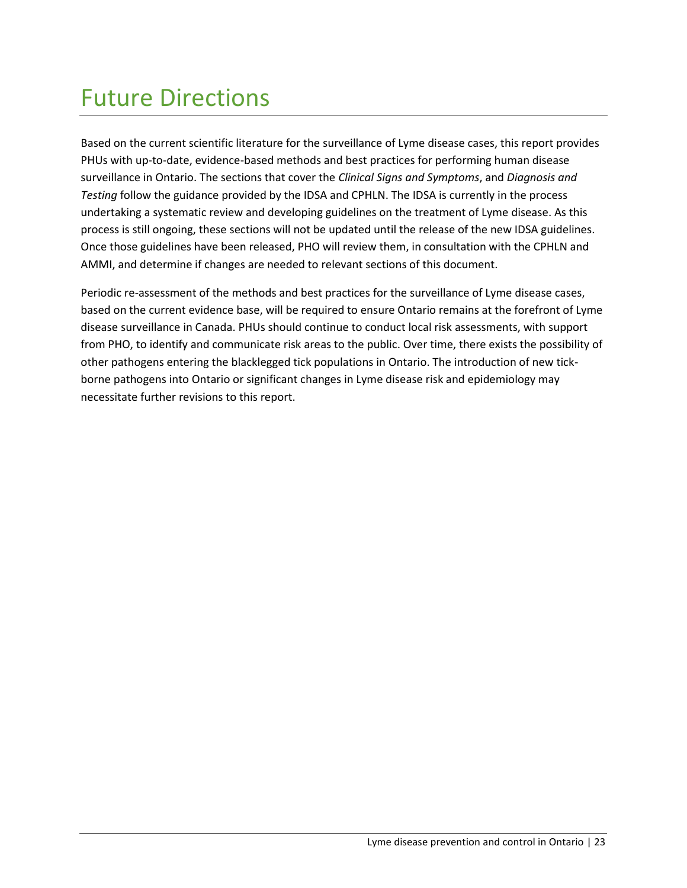# Future Directions

Based on the current scientific literature for the surveillance of Lyme disease cases, this report provides PHUs with up-to-date, evidence-based methods and best practices for performing human disease surveillance in Ontario. The sections that cover the *Clinical Signs and Symptoms*, and *Diagnosis and Testing* follow the guidance provided by the IDSA and CPHLN. The IDSA is currently in the process undertaking a systematic review and developing guidelines on the treatment of Lyme disease. As this process is still ongoing, these sections will not be updated until the release of the new IDSA guidelines. Once those guidelines have been released, PHO will review them, in consultation with the CPHLN and AMMI, and determine if changes are needed to relevant sections of this document.

Periodic re-assessment of the methods and best practices for the surveillance of Lyme disease cases, based on the current evidence base, will be required to ensure Ontario remains at the forefront of Lyme disease surveillance in Canada. PHUs should continue to conduct local risk assessments, with support from PHO, to identify and communicate risk areas to the public. Over time, there exists the possibility of other pathogens entering the blacklegged tick populations in Ontario. The introduction of new tick-borne pathogens into Ontario or significant changes in Lyme disease risk and epidemiology may necessitate further revisions to this report.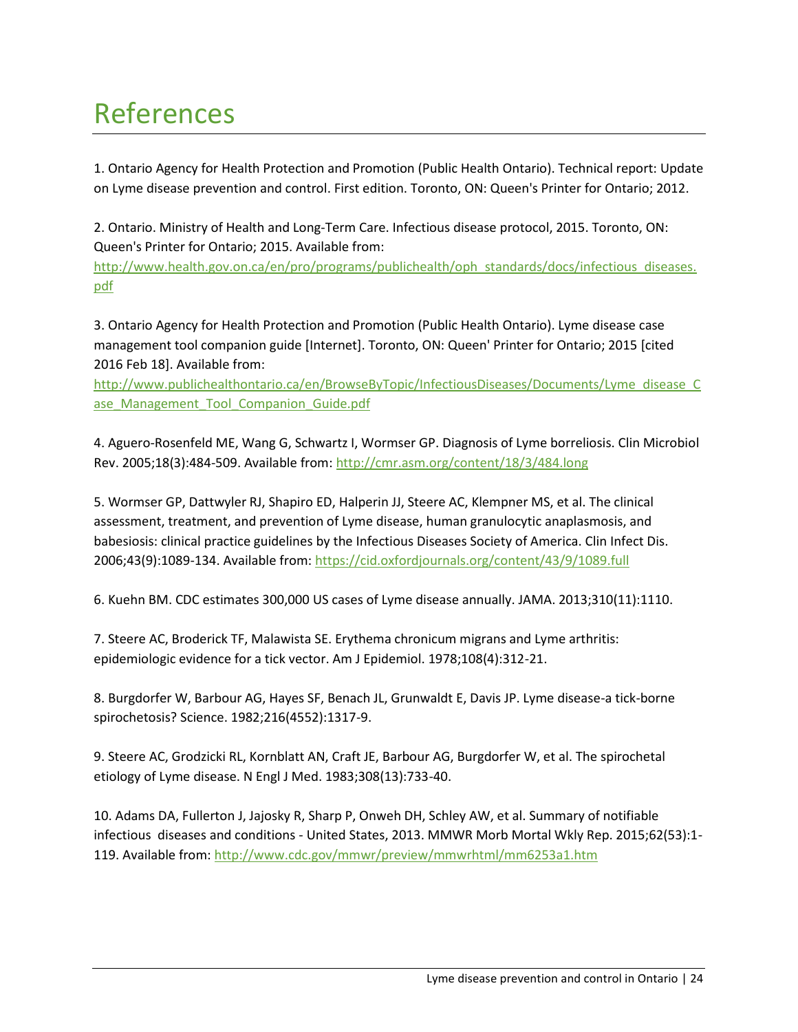# References

1. Ontario Agency for Health Protection and Promotion (Public Health Ontario). Technical report: Update on Lyme disease prevention and control. First edition. Toronto, ON: Queen's Printer for Ontario; 2012.

2. Ontario. Ministry of Health and Long-Term Care. Infectious disease protocol, 2015. Toronto, ON: Queen's Printer for Ontario; 2015. Available from: http://www.health.gov.on.ca/en/pro/programs/publichealth/oph_standards/docs/infectious_diseases.pdf

3. Ontario Agency for Health Protection and Promotion (Public Health Ontario). Lyme disease case management tool companion guide [Internet]. Toronto, ON: Queen' Printer for Ontario; 2015 [cited 2016 Feb 18]. Available from: http://www.publichealthontario.ca/en/BrowseByTopic/InfectiousDiseases/Documents/Lyme_disease_Case_Management_Tool_Companion_Guide.pdf

4. Aguero-Rosenfeld ME, Wang G, Schwartz I, Wormser GP. Diagnosis of Lyme borreliosis. Clin Microbiol Rev. 2005;18(3):484-509. Available from: http://cmr.asm.org/content/18/3/484.long

5. Wormser GP, Dattwyler RJ, Shapiro ED, Halperin JJ, Steere AC, Klempner MS, et al. The clinical assessment, treatment, and prevention of Lyme disease, human granulocytic anaplasmosis, and babesiosis: clinical practice guidelines by the Infectious Diseases Society of America. Clin Infect Dis. 2006;43(9):1089-134. Available from: https://cid.oxfordjournals.org/content/43/9/1089.full

6. Kuehn BM. CDC estimates 300,000 US cases of Lyme disease annually. JAMA. 2013;310(11):1110.

7. Steere AC, Broderick TF, Malawista SE. Erythema chronicum migrans and Lyme arthritis: epidemiologic evidence for a tick vector. Am J Epidemiol. 1978;108(4):312-21.

8. Burgdorfer W, Barbour AG, Hayes SF, Benach JL, Grunwaldt E, Davis JP. Lyme disease-a tick-borne spirochetosis? Science. 1982;216(4552):1317-9.

9. Steere AC, Grodzicki RL, Kornblatt AN, Craft JE, Barbour AG, Burgdorfer W, et al. The spirochetal etiology of Lyme disease. N Engl J Med. 1983;308(13):733-40.

10. Adams DA, Fullerton J, Jajosky R, Sharp P, Onweh DH, Schley AW, et al. Summary of notifiable infectious diseases and conditions - United States, 2013. MMWR Morb Mortal Wkly Rep. 2015;62(53):1-119. Available from: http://www.cdc.gov/mmwr/preview/mmwrhtml/mm6253a1.htm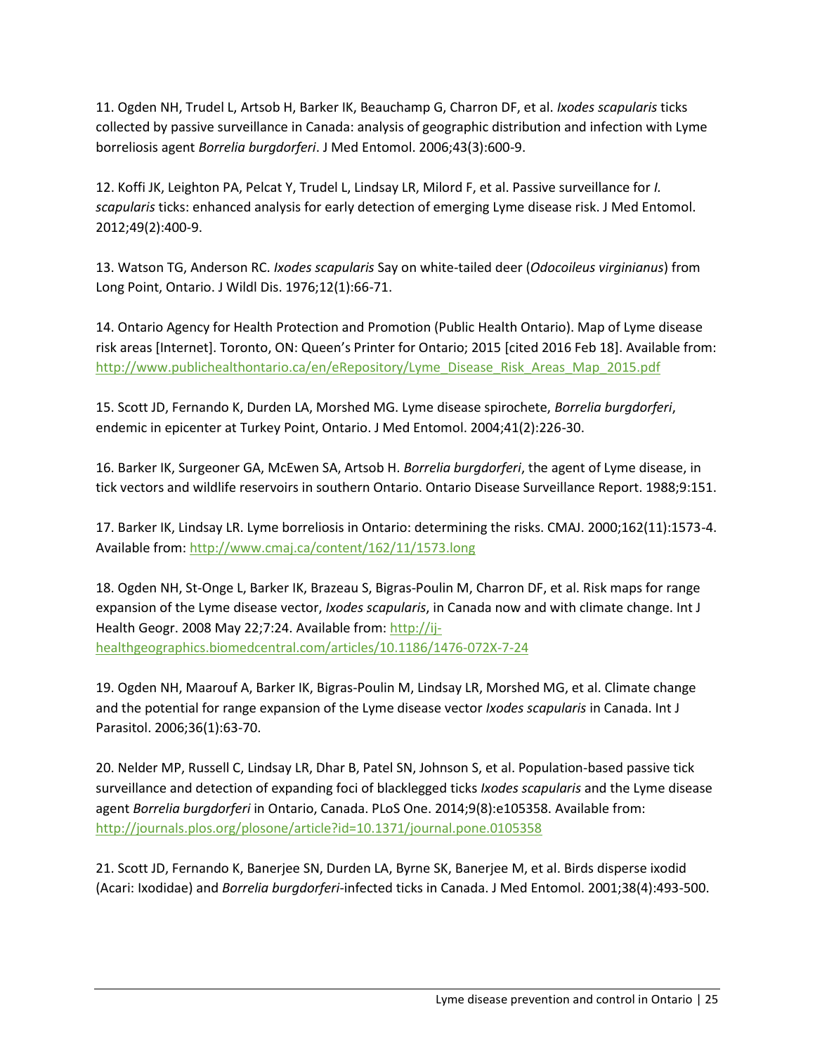11. Ogden NH, Trudel L, Artsob H, Barker IK, Beauchamp G, Charron DF, et al. *Ixodes scapularis* ticks collected by passive surveillance in Canada: analysis of geographic distribution and infection with Lyme borreliosis agent *Borrelia burgdorferi*. J Med Entomol. 2006;43(3):600-9.

12. Koffi JK, Leighton PA, Pelcat Y, Trudel L, Lindsay LR, Milord F, et al. Passive surveillance for *I. scapularis* ticks: enhanced analysis for early detection of emerging Lyme disease risk. J Med Entomol. 2012;49(2):400-9.

13. Watson TG, Anderson RC. *Ixodes scapularis* Say on white-tailed deer (*Odocoileus virginianus*) from Long Point, Ontario. J Wildl Dis. 1976;12(1):66-71.

14. Ontario Agency for Health Protection and Promotion (Public Health Ontario). Map of Lyme disease risk areas [Internet]. Toronto, ON: Queen's Printer for Ontario; 2015 [cited 2016 Feb 18]. Available from: [http://www.publichealthontario.ca/en/eRepository/Lyme_Disease_Risk_Areas_Map_2015.pdf](http://www.publichealthontario.ca/en/eRepository/Lyme_Disease_Risk_Areas_Map_2015.pdf)

15. Scott JD, Fernando K, Durden LA, Morshed MG. Lyme disease spirochete, *Borrelia burgdorferi*, endemic in epicenter at Turkey Point, Ontario. J Med Entomol. 2004;41(2):226-30.

16. Barker IK, Surgeoner GA, McEwen SA, Artsob H. *Borrelia burgdorferi*, the agent of Lyme disease, in tick vectors and wildlife reservoirs in southern Ontario. Ontario Disease Surveillance Report. 1988;9:151.

17. Barker IK, Lindsay LR. Lyme borreliosis in Ontario: determining the risks. CMAJ. 2000;162(11):1573-4. Available from: [http://www.cmaj.ca/content/162/11/1573.long](http://www.cmaj.ca/content/162/11/1573.long)

18. Ogden NH, St-Onge L, Barker IK, Brazeau S, Bigras-Poulin M, Charron DF, et al. Risk maps for range expansion of the Lyme disease vector, *Ixodes scapularis*, in Canada now and with climate change. Int J Health Geogr. 2008 May 22;7:24. Available from: [http://ij-healthgeographics.biomedcentral.com/articles/10.1186/1476-072X-7-24](http://ij-healthgeographics.biomedcentral.com/articles/10.1186/1476-072X-7-24)

19. Ogden NH, Maarouf A, Barker IK, Bigras-Poulin M, Lindsay LR, Morshed MG, et al. Climate change and the potential for range expansion of the Lyme disease vector *Ixodes scapularis* in Canada. Int J Parasitol. 2006;36(1):63-70.

20. Nelder MP, Russell C, Lindsay LR, Dhar B, Patel SN, Johnson S, et al. Population-based passive tick surveillance and detection of expanding foci of blacklegged ticks *Ixodes scapularis* and the Lyme disease agent *Borrelia burgdorferi* in Ontario, Canada. PLoS One. 2014;9(8):e105358. Available from: [http://journals.plos.org/plosone/article?id=10.1371/journal.pone.0105358](http://journals.plos.org/plosone/article?id=10.1371/journal.pone.0105358)

21. Scott JD, Fernando K, Banerjee SN, Durden LA, Byrne SK, Banerjee M, et al. Birds disperse ixodid (Acari: Ixodidae) and *Borrelia burgdorferi*-infected ticks in Canada. J Med Entomol. 2001;38(4):493-500.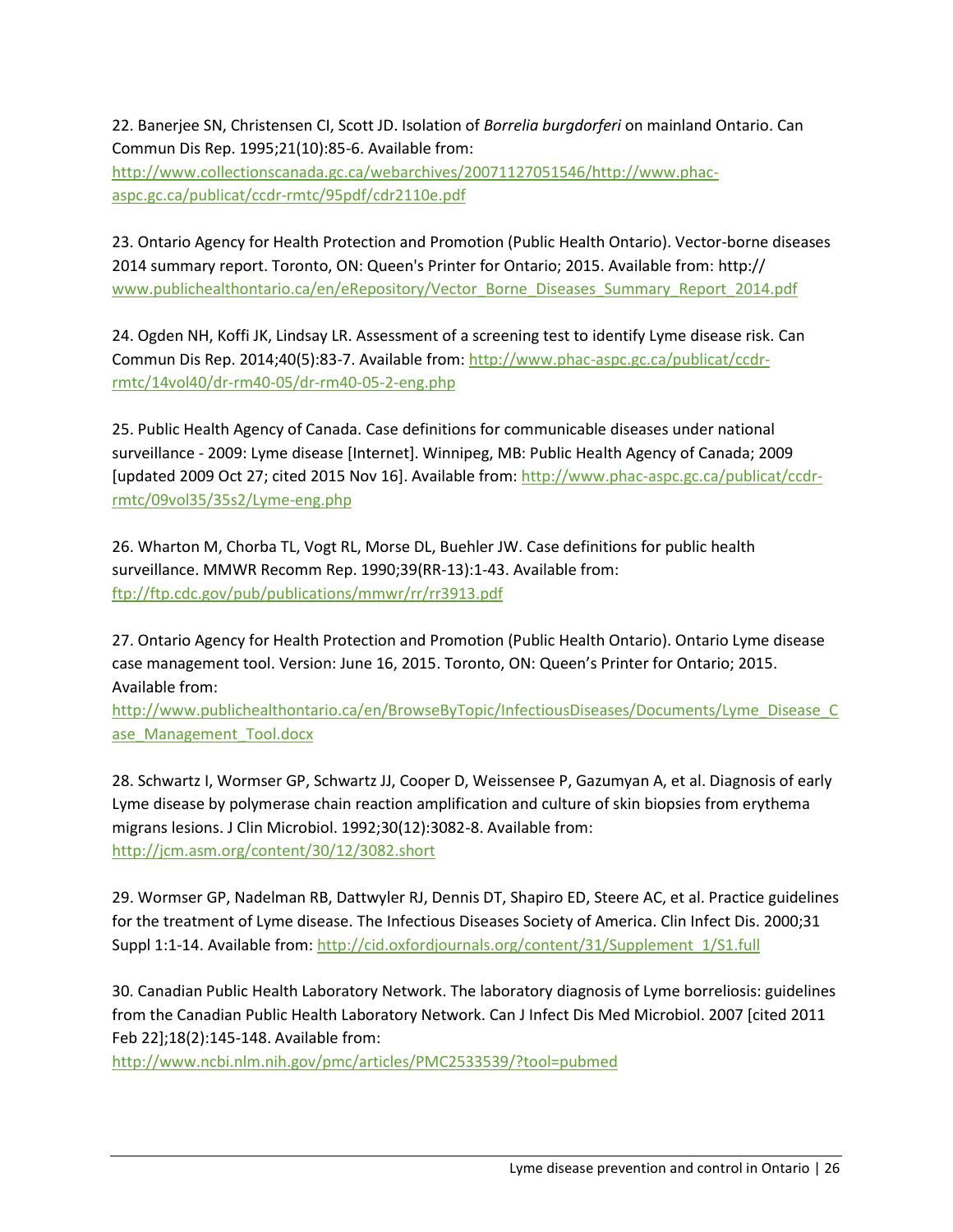22. Banerjee SN, Christensen CI, Scott JD. Isolation of *Borrelia burgdorferi* on mainland Ontario. Can Commun Dis Rep. 1995;21(10):85-6. Available from: http://www.collectionscanada.gc.ca/webarchives/20071127051546/http://www.phac-aspc.gc.ca/publicat/ccdr-rmtc/95pdf/cdr2110e.pdf

23. Ontario Agency for Health Protection and Promotion (Public Health Ontario). Vector-borne diseases 2014 summary report. Toronto, ON: Queen's Printer for Ontario; 2015. Available from: http:// www.publichealthontario.ca/en/eRepository/Vector_Borne_Diseases_Summary_Report_2014.pdf

24. Ogden NH, Koffi JK, Lindsay LR. Assessment of a screening test to identify Lyme disease risk. Can Commun Dis Rep. 2014;40(5):83-7. Available from: http://www.phac-aspc.gc.ca/publicat/ccdr-rmtc/14vol40/dr-rm40-05/dr-rm40-05-2-eng.php

25. Public Health Agency of Canada. Case definitions for communicable diseases under national surveillance - 2009: Lyme disease [Internet]. Winnipeg, MB: Public Health Agency of Canada; 2009 [updated 2009 Oct 27; cited 2015 Nov 16]. Available from: http://www.phac-aspc.gc.ca/publicat/ccdr-rmtc/09vol35/35s2/Lyme-eng.php

26. Wharton M, Chorba TL, Vogt RL, Morse DL, Buehler JW. Case definitions for public health surveillance. MMWR Recomm Rep. 1990;39(RR-13):1-43. Available from: ftp://ftp.cdc.gov/pub/publications/mmwr/rr/rr3913.pdf

27. Ontario Agency for Health Protection and Promotion (Public Health Ontario). Ontario Lyme disease case management tool. Version: June 16, 2015. Toronto, ON: Queen's Printer for Ontario; 2015. Available from: http://www.publichealthontario.ca/en/BrowseByTopic/InfectiousDiseases/Documents/Lyme_Disease_Case_Management_Tool.docx

28. Schwartz I, Wormser GP, Schwartz JJ, Cooper D, Weissensee P, Gazumyan A, et al. Diagnosis of early Lyme disease by polymerase chain reaction amplification and culture of skin biopsies from erythema migrans lesions. J Clin Microbiol. 1992;30(12):3082-8. Available from: http://jcm.asm.org/content/30/12/3082.short

29. Wormser GP, Nadelman RB, Dattwyler RJ, Dennis DT, Shapiro ED, Steere AC, et al. Practice guidelines for the treatment of Lyme disease. The Infectious Diseases Society of America. Clin Infect Dis. 2000;31 Suppl 1:1-14. Available from: http://cid.oxfordjournals.org/content/31/Supplement_1/S1.full

30. Canadian Public Health Laboratory Network. The laboratory diagnosis of Lyme borreliosis: guidelines from the Canadian Public Health Laboratory Network. Can J Infect Dis Med Microbiol. 2007 [cited 2011 Feb 22];18(2):145-148. Available from: http://www.ncbi.nlm.nih.gov/pmc/articles/PMC2533539/?tool=pubmed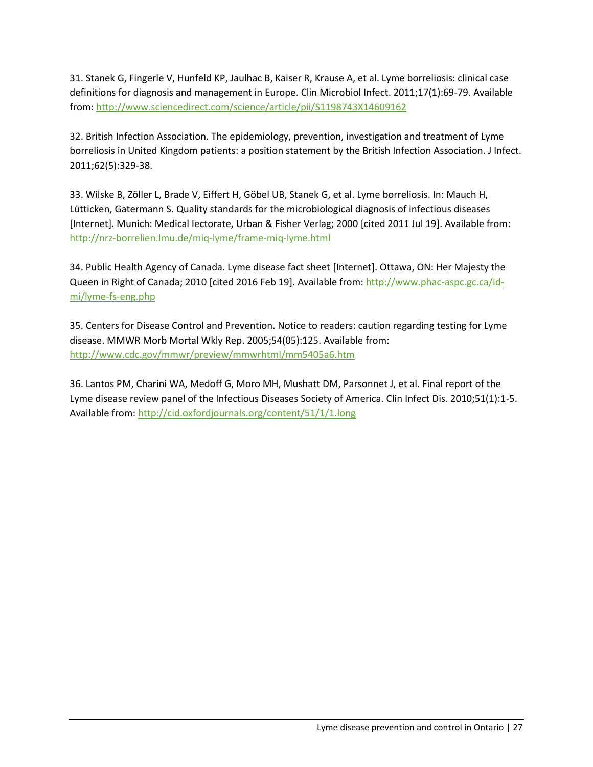31. Stanek G, Fingerle V, Hunfeld KP, Jaulhac B, Kaiser R, Krause A, et al. Lyme borreliosis: clinical case definitions for diagnosis and management in Europe. Clin Microbiol Infect. 2011;17(1):69-79. Available from: http://www.sciencedirect.com/science/article/pii/S1198743X14609162

32. British Infection Association. The epidemiology, prevention, investigation and treatment of Lyme borreliosis in United Kingdom patients: a position statement by the British Infection Association. J Infect. 2011;62(5):329-38.

33. Wilske B, Zöller L, Brade V, Eiffert H, Göbel UB, Stanek G, et al. Lyme borreliosis. In: Mauch H, Lütticken, Gatermann S. Quality standards for the microbiological diagnosis of infectious diseases [Internet]. Munich: Medical lectorate, Urban & Fisher Verlag; 2000 [cited 2011 Jul 19]. Available from: http://nrz-borrelien.lmu.de/miq-lyme/frame-miq-lyme.html

34. Public Health Agency of Canada. Lyme disease fact sheet [Internet]. Ottawa, ON: Her Majesty the Queen in Right of Canada; 2010 [cited 2016 Feb 19]. Available from: http://www.phac-aspc.gc.ca/id-mi/lyme-fs-eng.php

35. Centers for Disease Control and Prevention. Notice to readers: caution regarding testing for Lyme disease. MMWR Morb Mortal Wkly Rep. 2005;54(05):125. Available from: http://www.cdc.gov/mmwr/preview/mmwrhtml/mm5405a6.htm

36. Lantos PM, Charini WA, Medoff G, Moro MH, Mushatt DM, Parsonnet J, et al. Final report of the Lyme disease review panel of the Infectious Diseases Society of America. Clin Infect Dis. 2010;51(1):1-5. Available from: http://cid.oxfordjournals.org/content/51/1/1.long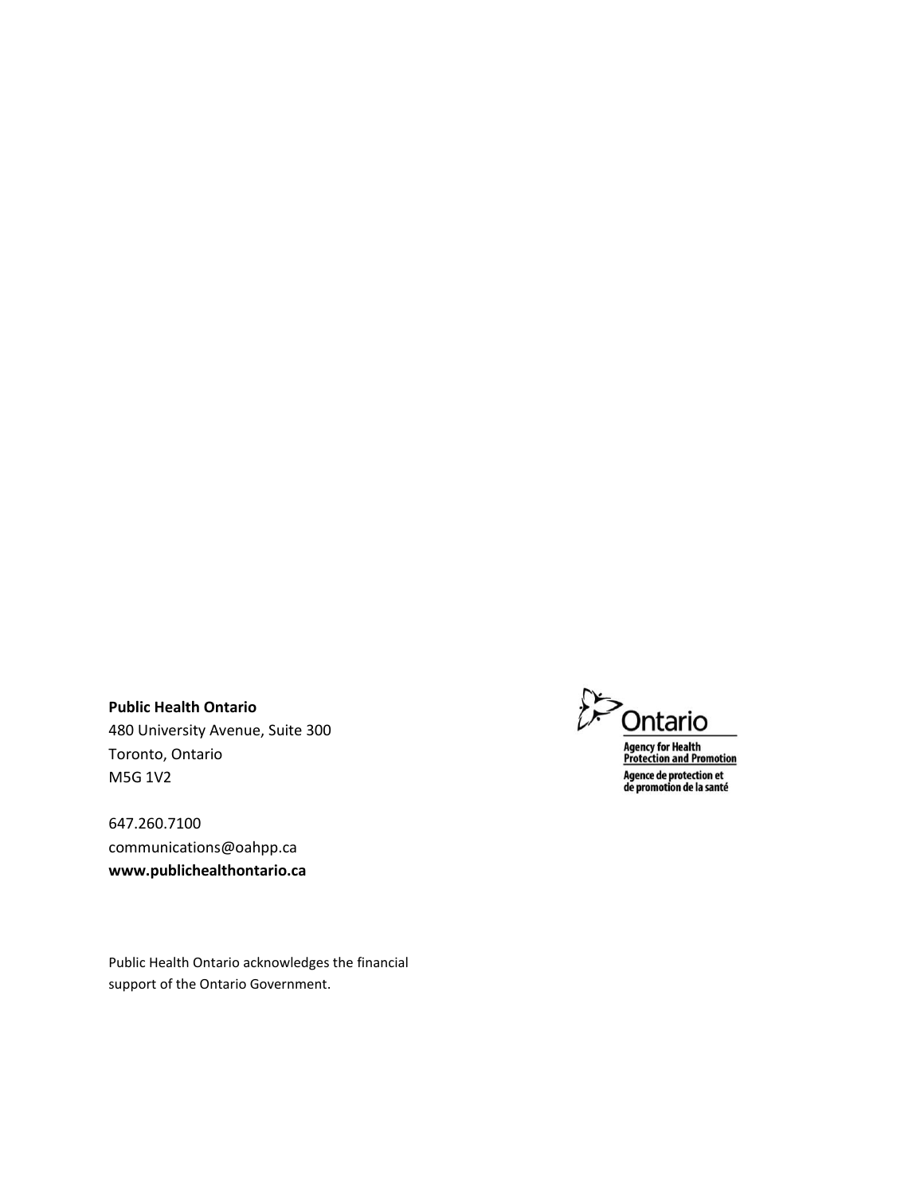**Public Health Ontario**
480 University Avenue, Suite 300
Toronto, Ontario
M5G 1V2

647.260.7100
communications@oahpp.ca
**www.publichealthontario.ca**

Ontario

Agency for Health Protection and Promotion

Agence de protection et de promotion de la santé

Public Health Ontario acknowledges the financial support of the Ontario Government.